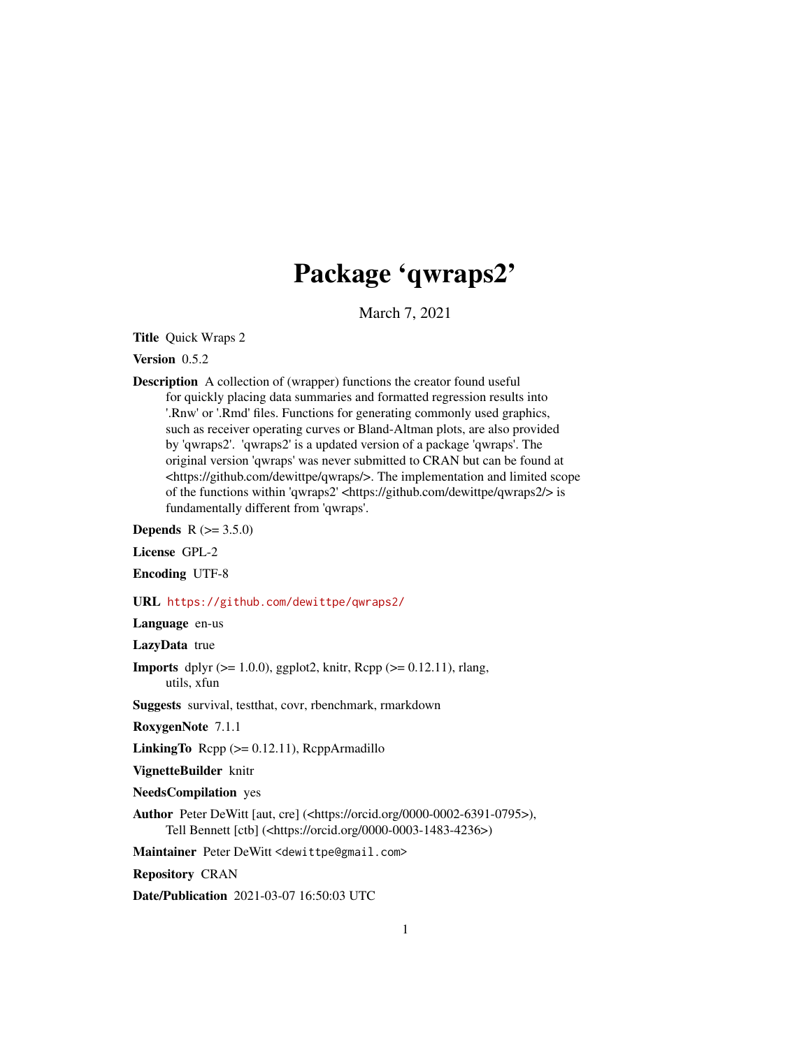# Package 'qwraps2'

March 7, 2021

**Title** Quick Wraps 2

**Version** 0.5.2

**Description** A collection of (wrapper) functions the creator found useful for quickly placing data summaries and formatted regression results into '.Rnw' or '.Rmd' files. Functions for generating commonly used graphics, such as receiver operating curves or Bland-Altman plots, are also provided by 'qwraps2'. 'qwraps2' is a updated version of a package 'qwraps'. The original version 'qwraps' was never submitted to CRAN but can be found at <https://github.com/dewittpe/qwraps/>. The implementation and limited scope of the functions within 'qwraps2' <https://github.com/dewittpe/qwraps2/> is fundamentally different from 'qwraps'.

**Depends** R (>= 3.5.0)

**License** GPL-2

**Encoding** UTF-8

**URL** https://github.com/dewittpe/qwraps2/

**Language** en-us

**LazyData** true

**Imports** dplyr (>= 1.0.0), ggplot2, knitr, Rcpp (>= 0.12.11), rlang, utils, xfun

**Suggests** survival, testthat, covr, rbenchmark, rmarkdown

**RoxygenNote** 7.1.1

**LinkingTo** Rcpp (>= 0.12.11), RcppArmadillo

**VignetteBuilder** knitr

**NeedsCompilation** yes

**Author** Peter DeWitt [aut, cre] (<https://orcid.org/0000-0002-6391-0795>), Tell Bennett [ctb] (<https://orcid.org/0000-0003-1483-4236>)

**Maintainer** Peter DeWitt <dewittpe@gmail.com>

**Repository** CRAN

**Date/Publication** 2021-03-07 16:50:03 UTC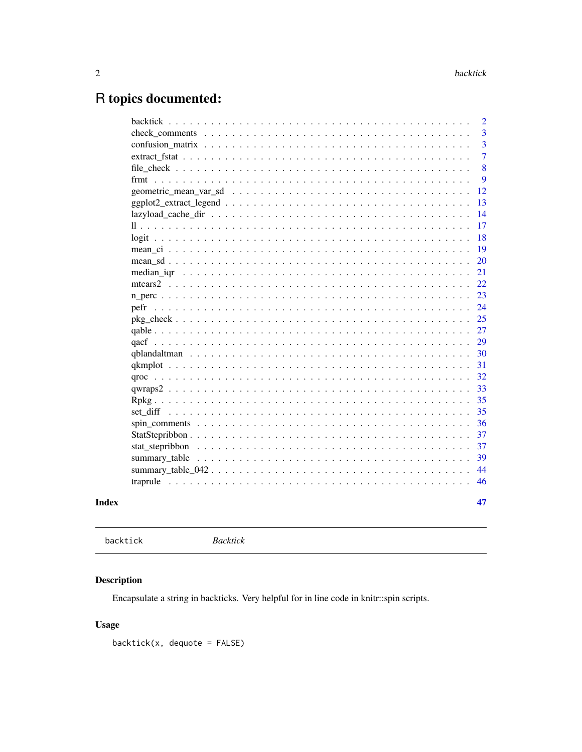# R topics documented:

| | |
|---|---|
| backtick | 2 |
| check_comments | 3 |
| confusion_matrix | 3 |
| extract_fstat | 7 |
| file_check | 8 |
| frmt | 9 |
| geometric_mean_var_sd | 12 |
| ggplot2_extract_legend | 13 |
| lazyload_cache_dir | 14 |
| ll | 17 |
| logit | 18 |
| mean_ci | 19 |
| mean_sd | 20 |
| median_iqr | 21 |
| mtcars2 | 22 |
| n_perc | 23 |
| pefr | 24 |
| pkg_check | 25 |
| qable | 27 |
| qacf | 29 |
| qblandaltman | 30 |
| qkmplot | 31 |
| qroc | 32 |
| qwraps2 | 33 |
| Rpkg | 35 |
| set_diff | 35 |
| spin_comments | 36 |
| StatStepribbon | 37 |
| stat_stepribbon | 37 |
| summary_table | 39 |
| summary_table_042 | 44 |
| traprule | 46 |

**Index** **47**

---

`backtick` *Backtick*

---

## Description

Encapsulate a string in backticks. Very helpful for in line code in knitr::spin scripts.

## Usage

```
backtick(x, dequote = FALSE)
```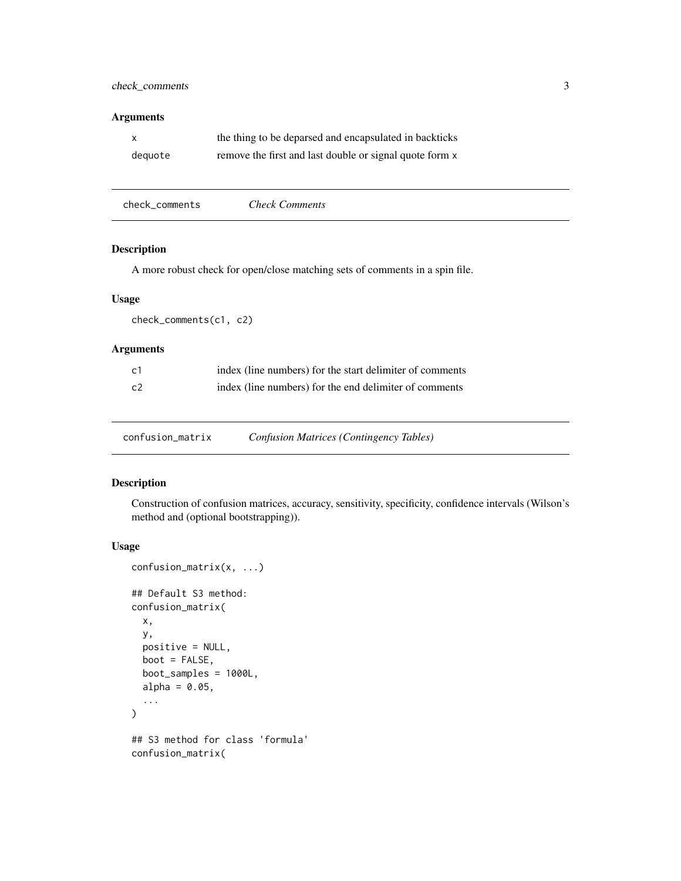## Arguments

| | |
|---|---|
| `x` | the thing to be deparsed and encapsulated in backticks |
| `dequote` | remove the first and last double or signal quote form `x` |

---

## `check_comments` — *Check Comments*

### Description

A more robust check for open/close matching sets of comments in a spin file.

### Usage

```
check_comments(c1, c2)
```

### Arguments

| | |
|---|---|
| `c1` | index (line numbers) for the start delimiter of comments |
| `c2` | index (line numbers) for the end delimiter of comments |

---

## `confusion_matrix` — *Confusion Matrices (Contingency Tables)*

### Description

Construction of confusion matrices, accuracy, sensitivity, specificity, confidence intervals (Wilson's method and (optional bootstrapping)).

### Usage

```
confusion_matrix(x, ...)

## Default S3 method:
confusion_matrix(
  x,
  y,
  positive = NULL,
  boot = FALSE,
  boot_samples = 1000L,
  alpha = 0.05,
  ...
)

## S3 method for class 'formula'
confusion_matrix(
```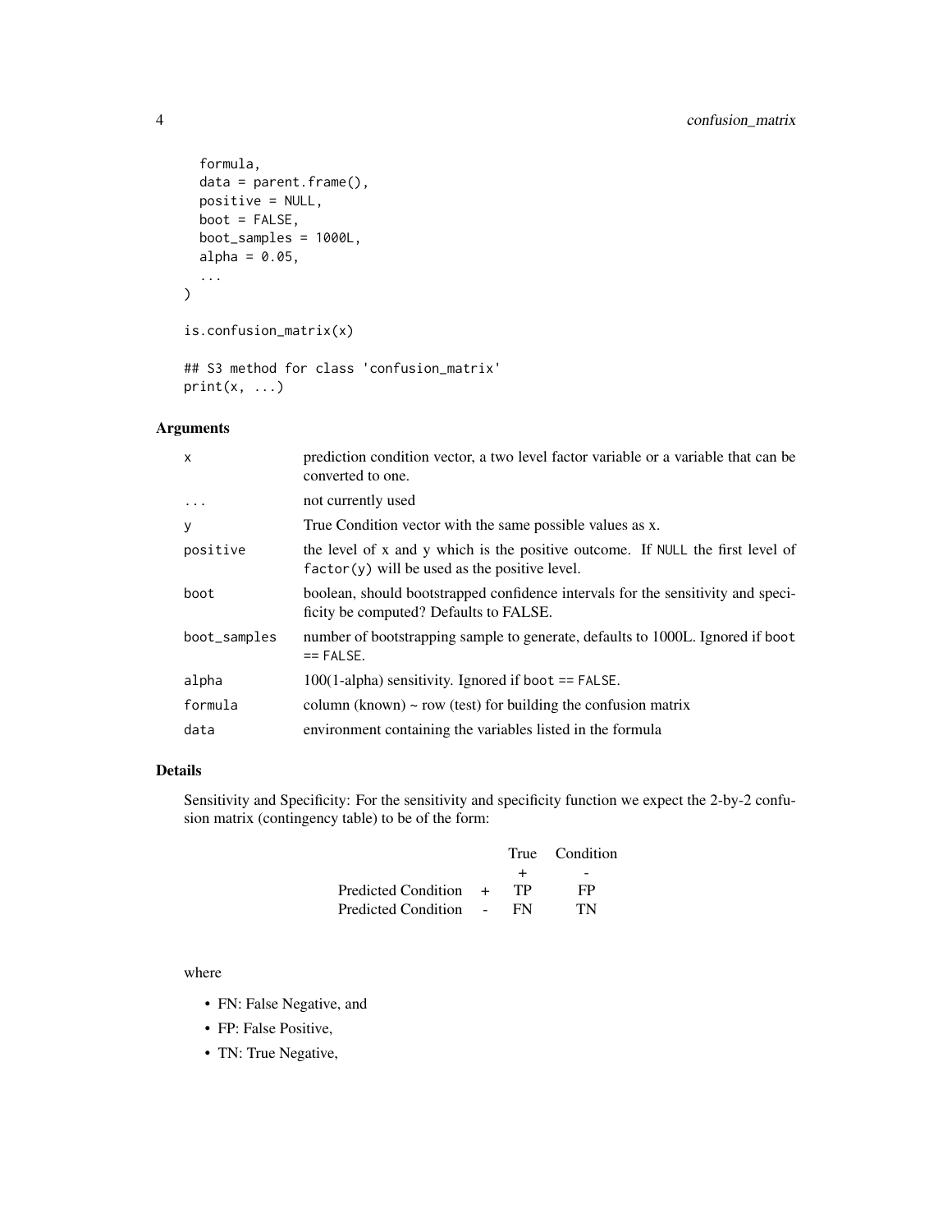```
  formula,
  data = parent.frame(),
  positive = NULL,
  boot = FALSE,
  boot_samples = 1000L,
  alpha = 0.05,
  ...
)

is.confusion_matrix(x)

## S3 method for class 'confusion_matrix'
print(x, ...)
```

## Arguments

| | |
|---|---|
| x | prediction condition vector, a two level factor variable or a variable that can be converted to one. |
| ... | not currently used |
| y | True Condition vector with the same possible values as x. |
| positive | the level of x and y which is the positive outcome. If NULL the first level of factor(y) will be used as the positive level. |
| boot | boolean, should bootstrapped confidence intervals for the sensitivity and specificity be computed? Defaults to FALSE. |
| boot_samples | number of bootstrapping sample to generate, defaults to 1000L. Ignored if boot == FALSE. |
| alpha | 100(1-alpha) sensitivity. Ignored if boot == FALSE. |
| formula | column (known) ~ row (test) for building the confusion matrix |
| data | environment containing the variables listed in the formula |

## Details

Sensitivity and Specificity: For the sensitivity and specificity function we expect the 2-by-2 confusion matrix (contingency table) to be of the form:

| | | True | Condition |
|---|---|---|---|
| | | + | - |
| Predicted Condition | + | TP | FP |
| Predicted Condition | - | FN | TN |

where

- FN: False Negative, and
- FP: False Positive,
- TN: True Negative,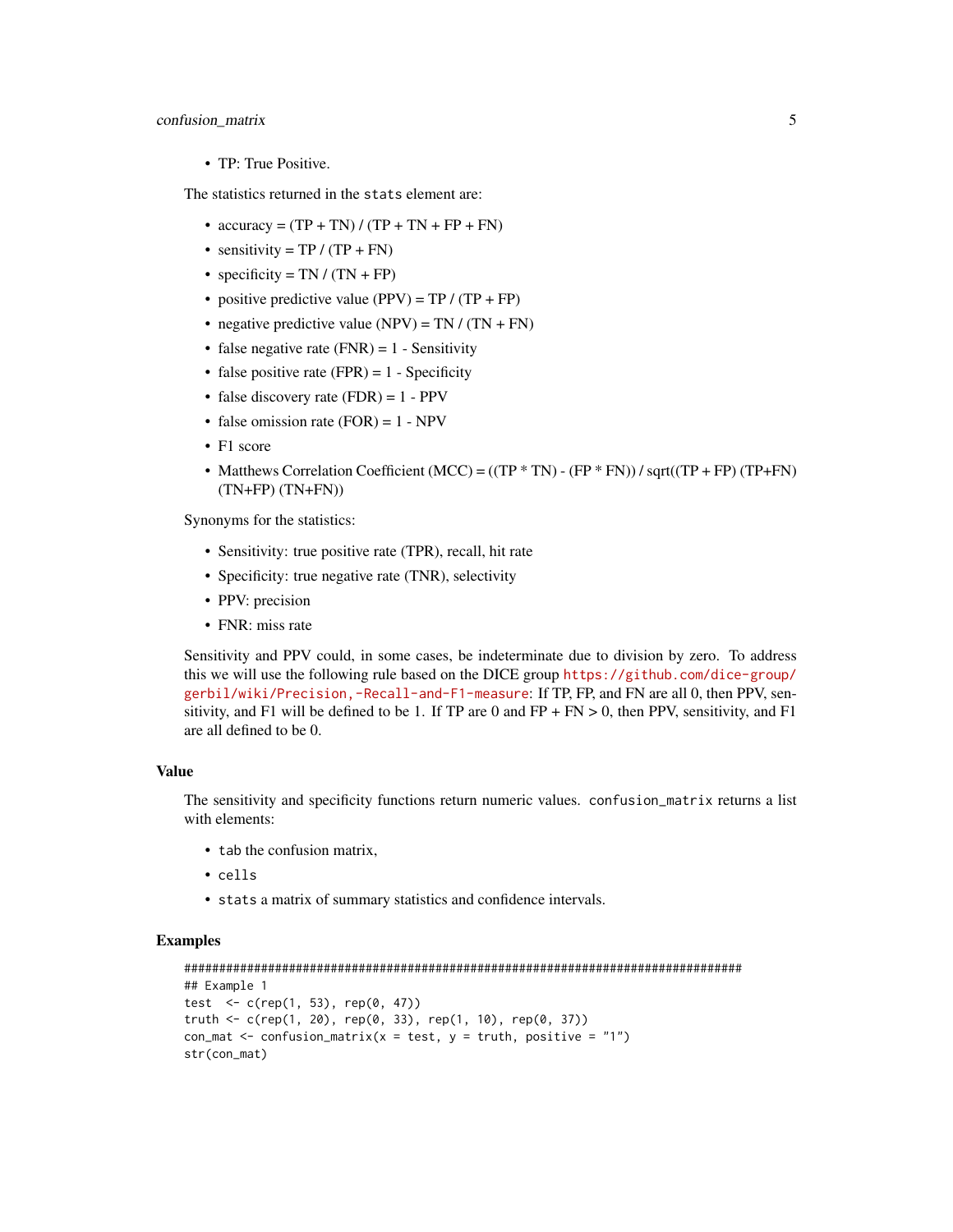- TP: True Positive.

The statistics returned in the `stats` element are:

- accuracy = (TP + TN) / (TP + TN + FP + FN)
- sensitivity = TP / (TP + FN)
- specificity = TN / (TN + FP)
- positive predictive value (PPV) = TP / (TP + FP)
- negative predictive value (NPV) = TN / (TN + FN)
- false negative rate (FNR) = 1 - Sensitivity
- false positive rate (FPR) = 1 - Specificity
- false discovery rate (FDR) = 1 - PPV
- false omission rate (FOR) = 1 - NPV
- F1 score
- Matthews Correlation Coefficient (MCC) = ((TP * TN) - (FP * FN)) / sqrt((TP + FP) (TP+FN) (TN+FP) (TN+FN))

Synonyms for the statistics:

- Sensitivity: true positive rate (TPR), recall, hit rate
- Specificity: true negative rate (TNR), selectivity
- PPV: precision
- FNR: miss rate

Sensitivity and PPV could, in some cases, be indeterminate due to division by zero. To address this we will use the following rule based on the DICE group https://github.com/dice-group/gerbil/wiki/Precision,-Recall-and-F1-measure: If TP, FP, and FN are all 0, then PPV, sensitivity, and F1 will be defined to be 1. If TP are 0 and FP + FN > 0, then PPV, sensitivity, and F1 are all defined to be 0.

## Value

The sensitivity and specificity functions return numeric values. `confusion_matrix` returns a list with elements:

- `tab` the confusion matrix,
- `cells`
- `stats` a matrix of summary statistics and confidence intervals.

## Examples

```
################################################################################
## Example 1
test  <- c(rep(1, 53), rep(0, 47))
truth <- c(rep(1, 20), rep(0, 33), rep(1, 10), rep(0, 37))
con_mat <- confusion_matrix(x = test, y = truth, positive = "1")
str(con_mat)
```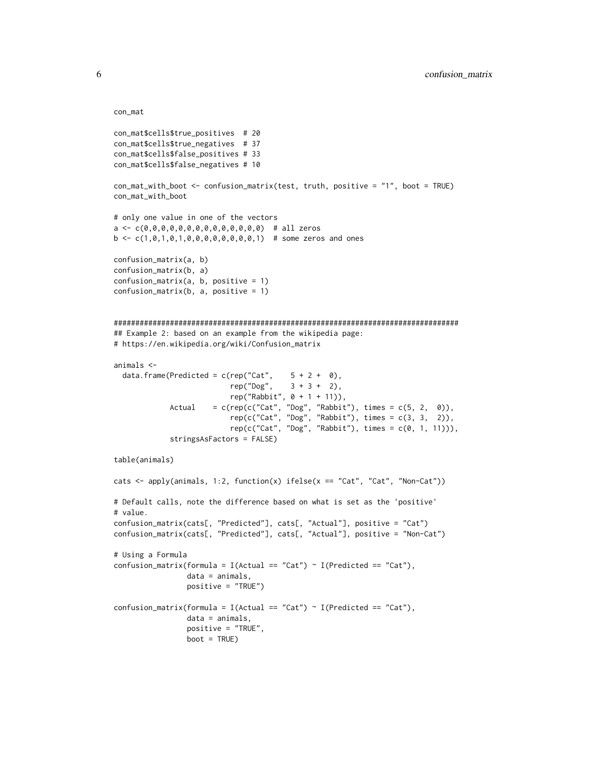```
con_mat

con_mat$cells$true_positives  # 20
con_mat$cells$true_negatives  # 37
con_mat$cells$false_positives # 33
con_mat$cells$false_negatives # 10

con_mat_with_boot <- confusion_matrix(test, truth, positive = "1", boot = TRUE)
con_mat_with_boot

# only one value in one of the vectors
a <- c(0,0,0,0,0,0,0,0,0,0,0,0,0,0,0)  # all zeros
b <- c(1,0,1,0,1,0,0,0,0,0,0,0,0,0,1)  # some zeros and ones

confusion_matrix(a, b)
confusion_matrix(b, a)
confusion_matrix(a, b, positive = 1)
confusion_matrix(b, a, positive = 1)


################################################################################
## Example 2: based on an example from the wikipedia page:
# https://en.wikipedia.org/wiki/Confusion_matrix

animals <-
  data.frame(Predicted = c(rep("Cat",    5 + 2 +  0),
                           rep("Dog",    3 + 3 +  2),
                           rep("Rabbit", 0 + 1 + 11)),
             Actual    = c(rep(c("Cat", "Dog", "Rabbit"), times = c(5, 2,  0)),
                           rep(c("Cat", "Dog", "Rabbit"), times = c(3, 3,  2)),
                           rep(c("Cat", "Dog", "Rabbit"), times = c(0, 1, 11))),
             stringsAsFactors = FALSE)

table(animals)

cats <- apply(animals, 1:2, function(x) ifelse(x == "Cat", "Cat", "Non-Cat"))

# Default calls, note the difference based on what is set as the 'positive'
# value.
confusion_matrix(cats[, "Predicted"], cats[, "Actual"], positive = "Cat")
confusion_matrix(cats[, "Predicted"], cats[, "Actual"], positive = "Non-Cat")

# Using a Formula
confusion_matrix(formula = I(Actual == "Cat") ~ I(Predicted == "Cat"),
                 data = animals,
                 positive = "TRUE")

confusion_matrix(formula = I(Actual == "Cat") ~ I(Predicted == "Cat"),
                 data = animals,
                 positive = "TRUE",
                 boot = TRUE)
```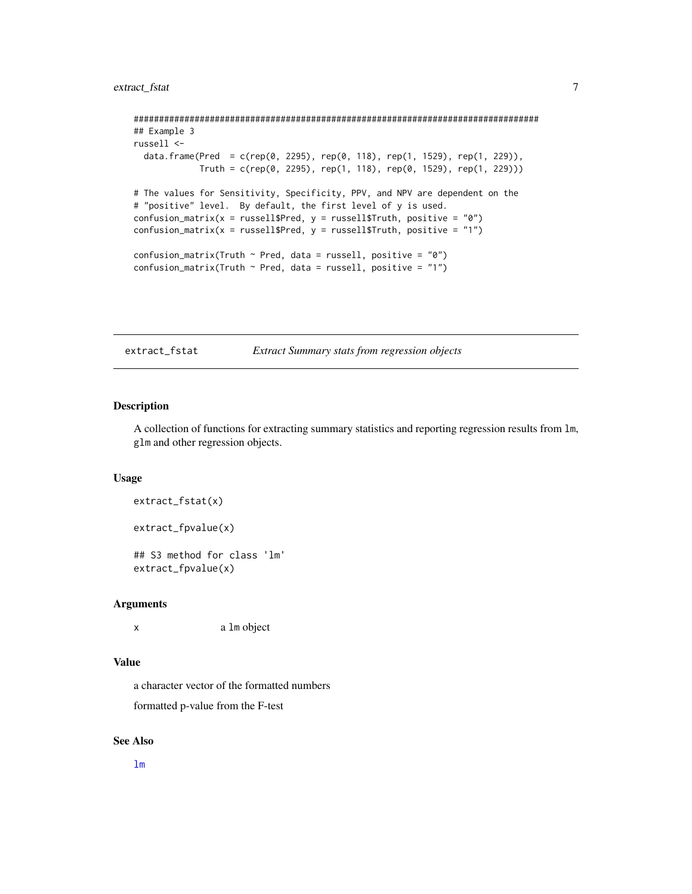```
################################################################################
## Example 3
russell <-
  data.frame(Pred  = c(rep(0, 2295), rep(0, 118), rep(1, 1529), rep(1, 229)),
             Truth = c(rep(0, 2295), rep(1, 118), rep(0, 1529), rep(1, 229)))

# The values for Sensitivity, Specificity, PPV, and NPV are dependent on the
# "positive" level.  By default, the first level of y is used.
confusion_matrix(x = russell$Pred, y = russell$Truth, positive = "0")
confusion_matrix(x = russell$Pred, y = russell$Truth, positive = "1")

confusion_matrix(Truth ~ Pred, data = russell, positive = "0")
confusion_matrix(Truth ~ Pred, data = russell, positive = "1")
```

---

## extract_fstat — *Extract Summary stats from regression objects*

---

### Description

A collection of functions for extracting summary statistics and reporting regression results from `lm`, `glm` and other regression objects.

### Usage

```
extract_fstat(x)

extract_fpvalue(x)

## S3 method for class 'lm'
extract_fpvalue(x)
```

### Arguments

| | |
|---|---|
| x | a `lm` object |

### Value

a character vector of the formatted numbers

formatted p-value from the F-test

### See Also

`lm`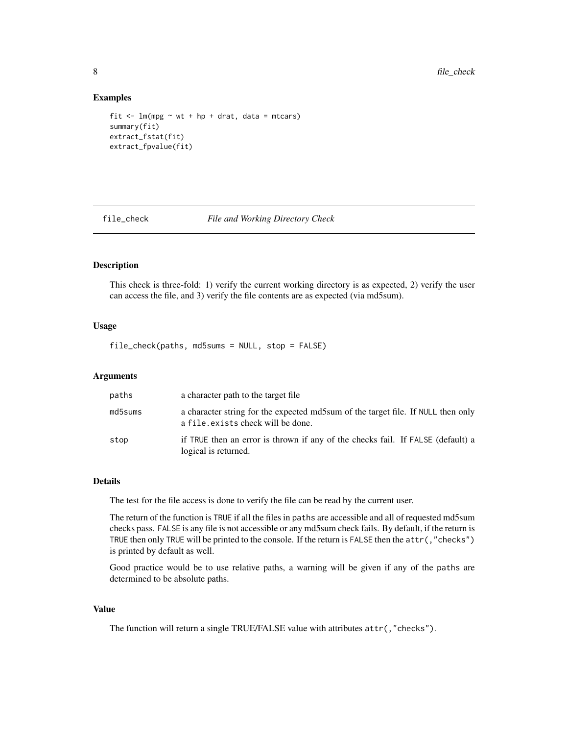## Examples

```
fit <- lm(mpg ~ wt + hp + drat, data = mtcars)
summary(fit)
extract_fstat(fit)
extract_fpvalue(fit)
```

---

`file_check` — *File and Working Directory Check*

---

### Description

This check is three-fold: 1) verify the current working directory is as expected, 2) verify the user can access the file, and 3) verify the file contents are as expected (via md5sum).

### Usage

```
file_check(paths, md5sums = NULL, stop = FALSE)
```

### Arguments

| | |
|---|---|
| `paths` | a character path to the target file |
| `md5sums` | a character string for the expected md5sum of the target file. If `NULL` then only a `file.exists` check will be done. |
| `stop` | if `TRUE` then an error is thrown if any of the checks fail. If `FALSE` (default) a logical is returned. |

### Details

The test for the file access is done to verify the file can be read by the current user.

The return of the function is `TRUE` if all the files in `paths` are accessible and all of requested md5sum checks pass. `FALSE` is any file is not accessible or any md5sum check fails. By default, if the return is `TRUE` then only `TRUE` will be printed to the console. If the return is `FALSE` then the `attr(,"checks")` is printed by default as well.

Good practice would be to use relative paths, a warning will be given if any of the `paths` are determined to be absolute paths.

### Value

The function will return a single TRUE/FALSE value with attributes `attr(,"checks")`.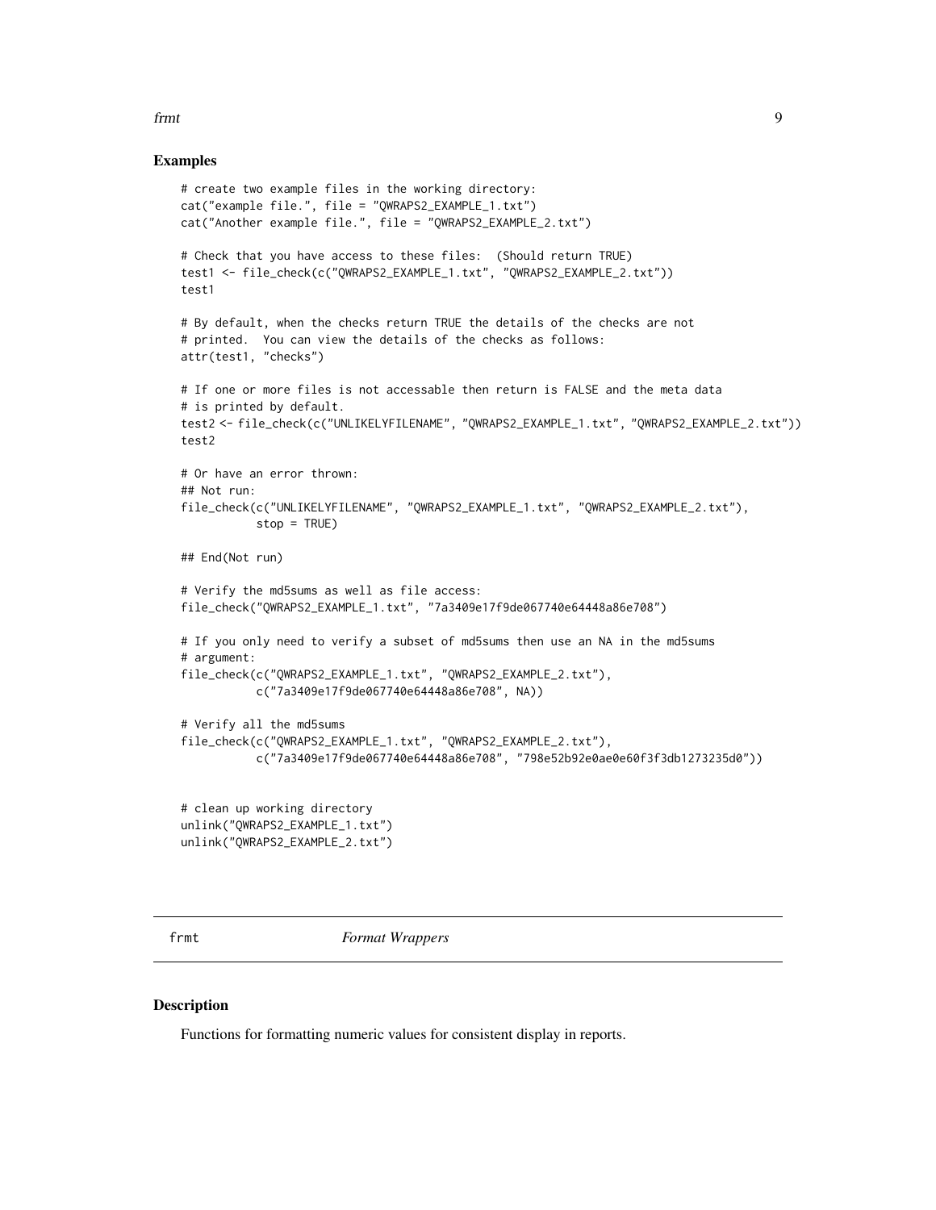## Examples

```
# create two example files in the working directory:
cat("example file.", file = "QWRAPS2_EXAMPLE_1.txt")
cat("Another example file.", file = "QWRAPS2_EXAMPLE_2.txt")

# Check that you have access to these files:  (Should return TRUE)
test1 <- file_check(c("QWRAPS2_EXAMPLE_1.txt", "QWRAPS2_EXAMPLE_2.txt"))
test1

# By default, when the checks return TRUE the details of the checks are not
# printed.  You can view the details of the checks as follows:
attr(test1, "checks")

# If one or more files is not accessable then return is FALSE and the meta data
# is printed by default.
test2 <- file_check(c("UNLIKELYFILENAME", "QWRAPS2_EXAMPLE_1.txt", "QWRAPS2_EXAMPLE_2.txt"))
test2

# Or have an error thrown:
## Not run:
file_check(c("UNLIKELYFILENAME", "QWRAPS2_EXAMPLE_1.txt", "QWRAPS2_EXAMPLE_2.txt"),
           stop = TRUE)

## End(Not run)

# Verify the md5sums as well as file access:
file_check("QWRAPS2_EXAMPLE_1.txt", "7a3409e17f9de067740e64448a86e708")

# If you only need to verify a subset of md5sums then use an NA in the md5sums
# argument:
file_check(c("QWRAPS2_EXAMPLE_1.txt", "QWRAPS2_EXAMPLE_2.txt"),
           c("7a3409e17f9de067740e64448a86e708", NA))

# Verify all the md5sums
file_check(c("QWRAPS2_EXAMPLE_1.txt", "QWRAPS2_EXAMPLE_2.txt"),
           c("7a3409e17f9de067740e64448a86e708", "798e52b92e0ae0e60f3f3db1273235d0"))


# clean up working directory
unlink("QWRAPS2_EXAMPLE_1.txt")
unlink("QWRAPS2_EXAMPLE_2.txt")
```

---

# frmt — *Format Wrappers*

## Description

Functions for formatting numeric values for consistent display in reports.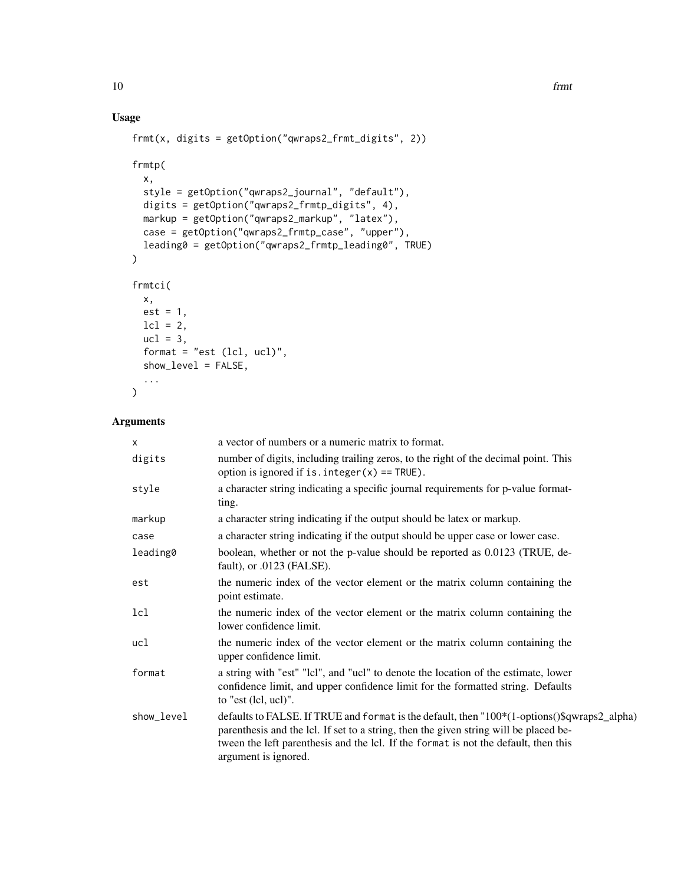## Usage

```
frmt(x, digits = getOption("qwraps2_frmt_digits", 2))

frmtp(
  x,
  style = getOption("qwraps2_journal", "default"),
  digits = getOption("qwraps2_frmtp_digits", 4),
  markup = getOption("qwraps2_markup", "latex"),
  case = getOption("qwraps2_frmtp_case", "upper"),
  leading0 = getOption("qwraps2_frmtp_leading0", TRUE)
)

frmtci(
  x,
  est = 1,
  lcl = 2,
  ucl = 3,
  format = "est (lcl, ucl)",
  show_level = FALSE,
  ...
)
```

## Arguments

| | |
|---|---|
| `x` | a vector of numbers or a numeric matrix to format. |
| `digits` | number of digits, including trailing zeros, to the right of the decimal point. This option is ignored if `is.integer(x) == TRUE)`. |
| `style` | a character string indicating a specific journal requirements for p-value formatting. |
| `markup` | a character string indicating if the output should be latex or markup. |
| `case` | a character string indicating if the output should be upper case or lower case. |
| `leading0` | boolean, whether or not the p-value should be reported as 0.0123 (TRUE, default), or .0123 (FALSE). |
| `est` | the numeric index of the vector element or the matrix column containing the point estimate. |
| `lcl` | the numeric index of the vector element or the matrix column containing the lower confidence limit. |
| `ucl` | the numeric index of the vector element or the matrix column containing the upper confidence limit. |
| `format` | a string with "est" "lcl", and "ucl" to denote the location of the estimate, lower confidence limit, and upper confidence limit for the formatted string. Defaults to "est (lcl, ucl)". |
| `show_level` | defaults to FALSE. If TRUE and `format` is the default, then "100*(1-options()$qwraps2_alpha) parenthesis and the lcl. If set to a string, then the given string will be placed between the left parenthesis and the lcl. If the `format` is not the default, then this argument is ignored. |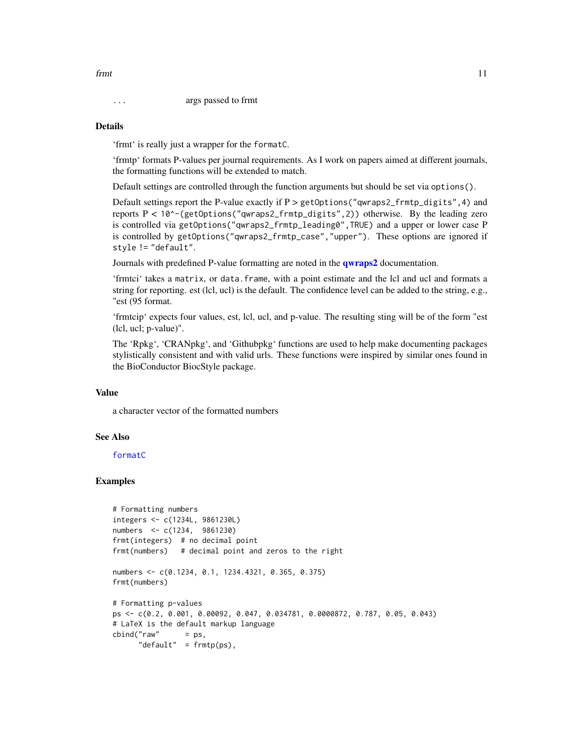... args passed to frmt

### Details

'frmt' is really just a wrapper for the `formatC`.

'frmtp' formats P-values per journal requirements. As I work on papers aimed at different journals, the formatting functions will be extended to match.

Default settings are controlled through the function arguments but should be set via `options()`.

Default settings report the P-value exactly if P > `getOptions("qwraps2_frmtp_digits",4)` and reports P < `10^-(getOptions("qwraps2_frmtp_digits",2))` otherwise. By the leading zero is controlled via `getOptions("qwraps2_frmtp_leading0",TRUE)` and a upper or lower case P is controlled by `getOptions("qwraps2_frmtp_case","upper")`. These options are ignored if `style != "default"`.

Journals with predefined P-value formatting are noted in the **qwraps2** documentation.

'frmtci' takes a `matrix`, or `data.frame`, with a point estimate and the lcl and ucl and formats a string for reporting. est (lcl, ucl) is the default. The confidence level can be added to the string, e.g., "est (95 format.

'frmtcip' expects four values, est, lcl, ucl, and p-value. The resulting sting will be of the form "est (lcl, ucl; p-value)".

The 'Rpkg', 'CRANpkg', and 'Githubpkg' functions are used to help make documenting packages stylistically consistent and with valid urls. These functions were inspired by similar ones found in the BioConductor BiocStyle package.

### Value

a character vector of the formatted numbers

### See Also

`formatC`

### Examples

```
# Formatting numbers
integers <- c(1234L, 9861230L)
numbers  <- c(1234,  9861230)
frmt(integers)  # no decimal point
frmt(numbers)   # decimal point and zeros to the right

numbers <- c(0.1234, 0.1, 1234.4321, 0.365, 0.375)
frmt(numbers)

# Formatting p-values
ps <- c(0.2, 0.001, 0.00092, 0.047, 0.034781, 0.0000872, 0.787, 0.05, 0.043)
# LaTeX is the default markup language
cbind("raw"      = ps,
      "default"  = frmtp(ps),
```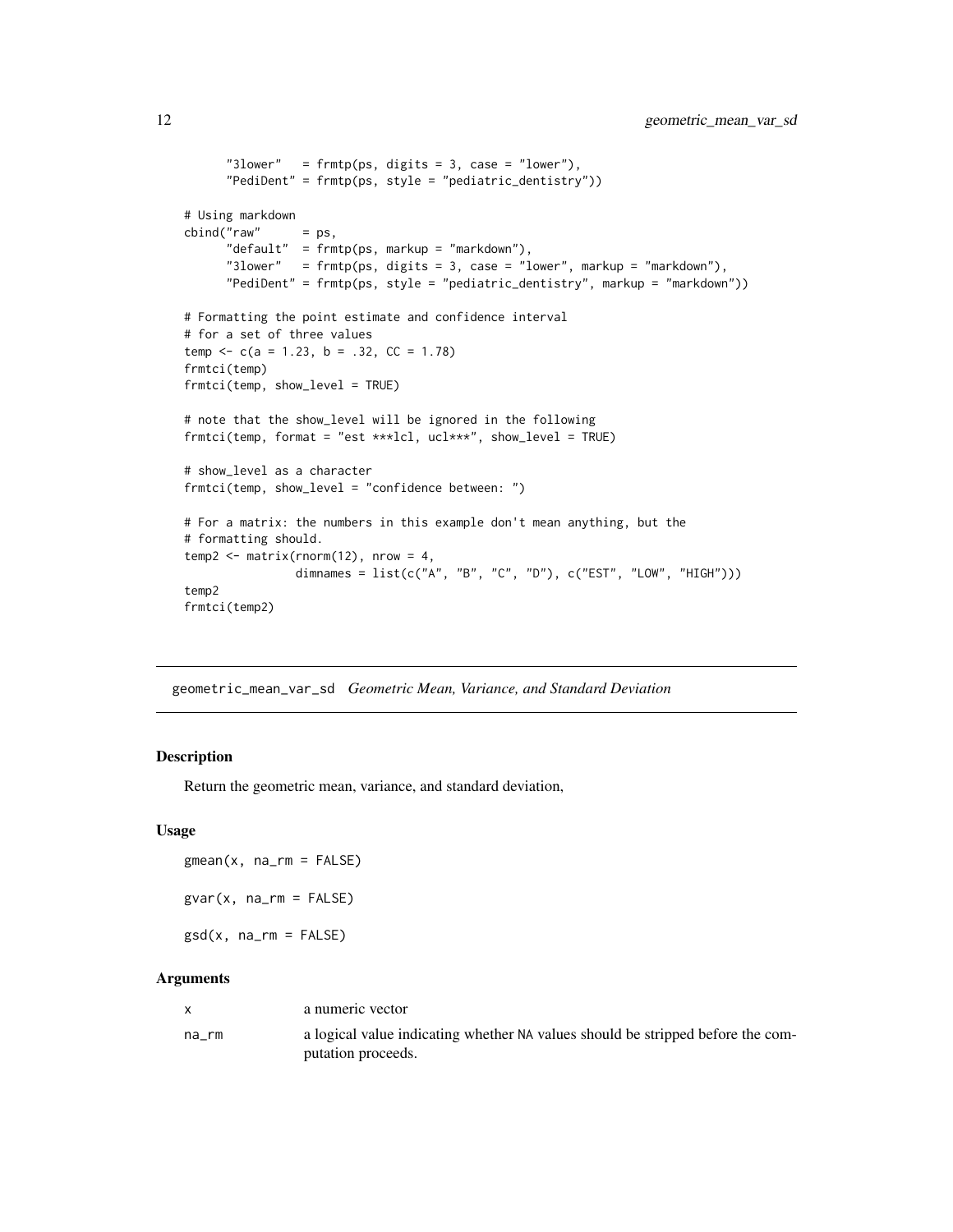```
       "3lower"   = frmtp(ps, digits = 3, case = "lower"),
       "PediDent" = frmtp(ps, style = "pediatric_dentistry"))

# Using markdown
cbind("raw"      = ps,
      "default"  = frmtp(ps, markup = "markdown"),
      "3lower"   = frmtp(ps, digits = 3, case = "lower", markup = "markdown"),
      "PediDent" = frmtp(ps, style = "pediatric_dentistry", markup = "markdown"))

# Formatting the point estimate and confidence interval
# for a set of three values
temp <- c(a = 1.23, b = .32, CC = 1.78)
frmtci(temp)
frmtci(temp, show_level = TRUE)

# note that the show_level will be ignored in the following
frmtci(temp, format = "est ***lcl, ucl***", show_level = TRUE)

# show_level as a character
frmtci(temp, show_level = "confidence between: ")

# For a matrix: the numbers in this example don't mean anything, but the
# formatting should.
temp2 <- matrix(rnorm(12), nrow = 4,
                dimnames = list(c("A", "B", "C", "D"), c("EST", "LOW", "HIGH")))
temp2
frmtci(temp2)
```

---

## geometric_mean_var_sd    *Geometric Mean, Variance, and Standard Deviation*

### Description

Return the geometric mean, variance, and standard deviation,

### Usage

```
gmean(x, na_rm = FALSE)

gvar(x, na_rm = FALSE)

gsd(x, na_rm = FALSE)
```

### Arguments

| | |
|---|---|
| x | a numeric vector |
| na_rm | a logical value indicating whether NA values should be stripped before the computation proceeds. |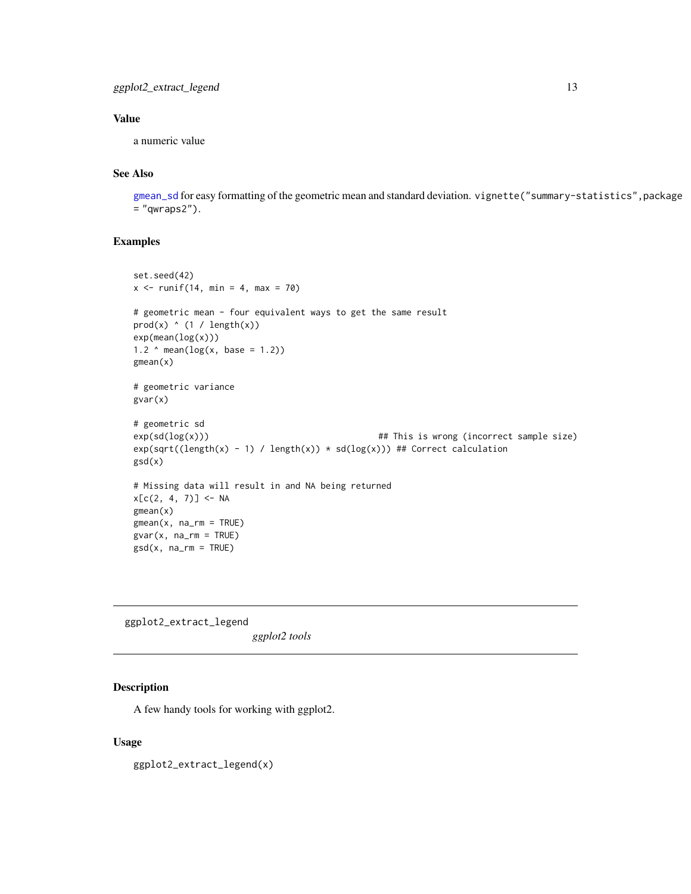### Value

a numeric value

### See Also

gmean_sd for easy formatting of the geometric mean and standard deviation. `vignette("summary-statistics",package = "qwraps2")`.

### Examples

```
set.seed(42)
x <- runif(14, min = 4, max = 70)

# geometric mean - four equivalent ways to get the same result
prod(x) ^ (1 / length(x))
exp(mean(log(x)))
1.2 ^ mean(log(x, base = 1.2))
gmean(x)

# geometric variance
gvar(x)

# geometric sd
exp(sd(log(x)))                                   ## This is wrong (incorrect sample size)
exp(sqrt((length(x) - 1) / length(x)) * sd(log(x))) ## Correct calculation
gsd(x)

# Missing data will result in and NA being returned
x[c(2, 4, 7)] <- NA
gmean(x)
gmean(x, na_rm = TRUE)
gvar(x, na_rm = TRUE)
gsd(x, na_rm = TRUE)
```

---

## ggplot2_extract_legend *ggplot2 tools*

---

### Description

A few handy tools for working with ggplot2.

### Usage

```
ggplot2_extract_legend(x)
```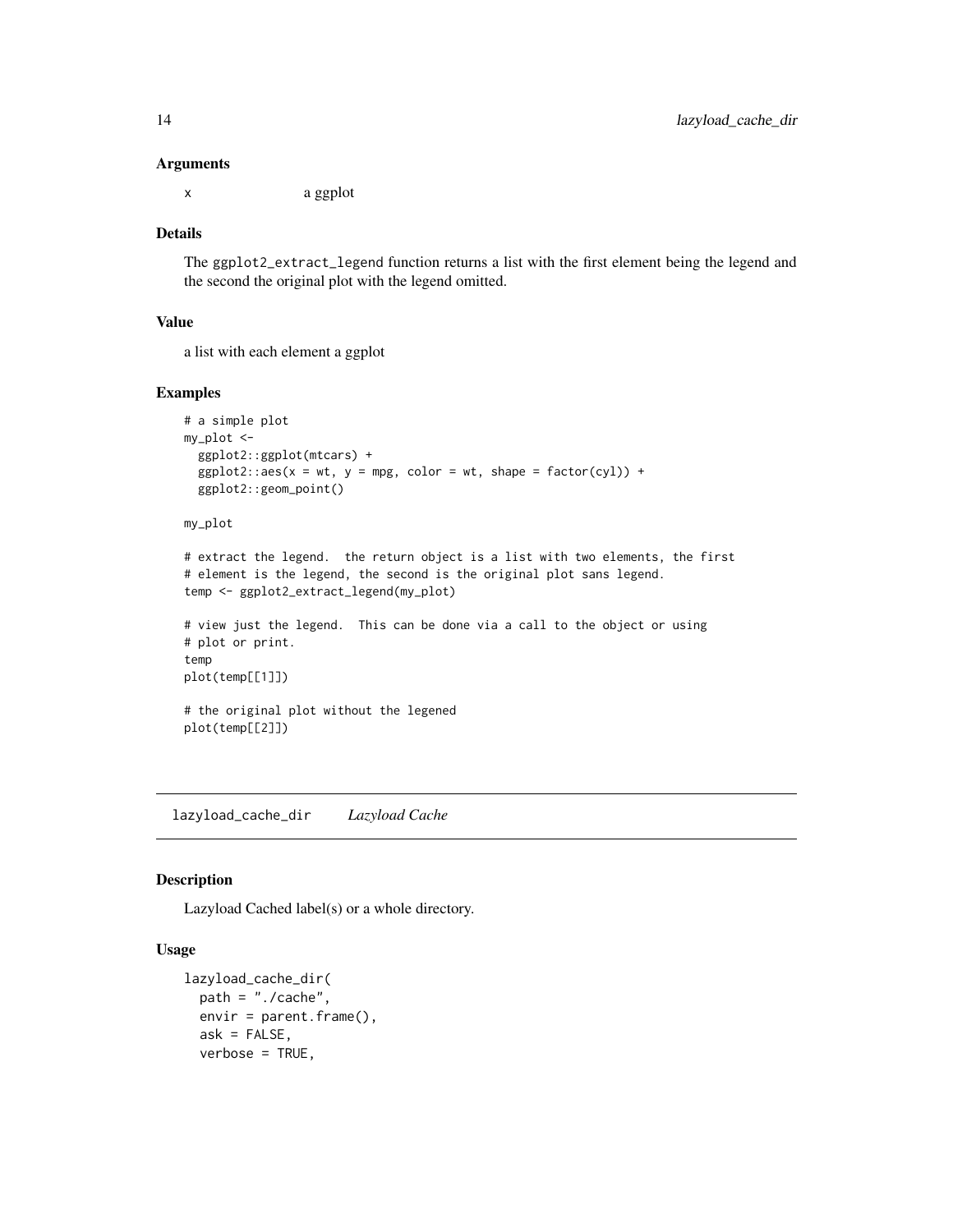### Arguments

`x` a ggplot

### Details

The `ggplot2_extract_legend` function returns a list with the first element being the legend and the second the original plot with the legend omitted.

### Value

a list with each element a ggplot

### Examples

```
# a simple plot
my_plot <-
  ggplot2::ggplot(mtcars) +
  ggplot2::aes(x = wt, y = mpg, color = wt, shape = factor(cyl)) +
  ggplot2::geom_point()

my_plot

# extract the legend.  the return object is a list with two elements, the first
# element is the legend, the second is the original plot sans legend.
temp <- ggplot2_extract_legend(my_plot)

# view just the legend.  This can be done via a call to the object or using
# plot or print.
temp
plot(temp[[1]])

# the original plot without the legened
plot(temp[[2]])
```

---

## lazyload_cache_dir *Lazyload Cache*

### Description

Lazyload Cached label(s) or a whole directory.

### Usage

```
lazyload_cache_dir(
  path = "./cache",
  envir = parent.frame(),
  ask = FALSE,
  verbose = TRUE,
```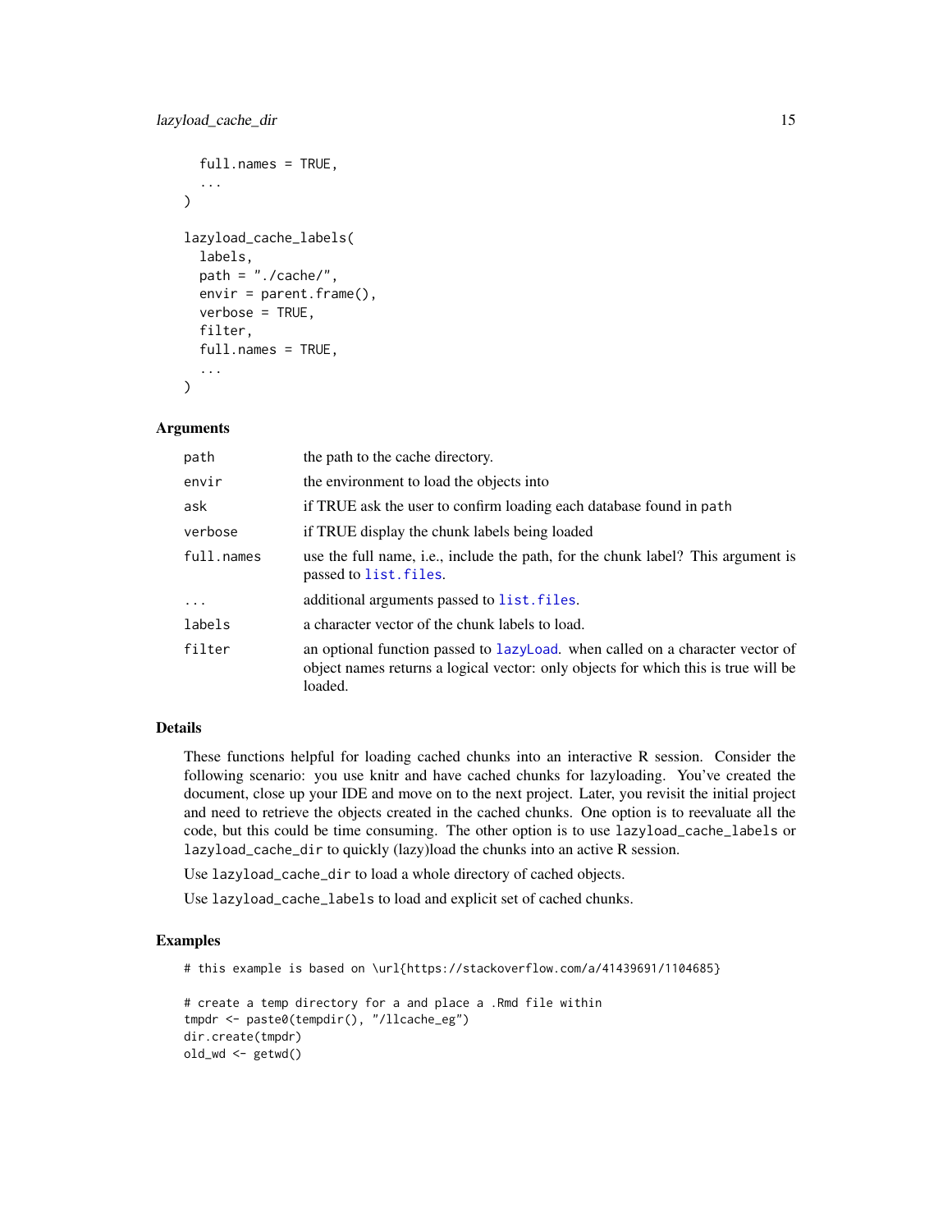```
  full.names = TRUE,
  ...
)

lazyload_cache_labels(
  labels,
  path = "./cache/",
  envir = parent.frame(),
  verbose = TRUE,
  filter,
  full.names = TRUE,
  ...
)
```

## Arguments

| | |
|---|---|
| `path` | the path to the cache directory. |
| `envir` | the environment to load the objects into |
| `ask` | if TRUE ask the user to confirm loading each database found in `path` |
| `verbose` | if TRUE display the chunk labels being loaded |
| `full.names` | use the full name, i.e., include the path, for the chunk label? This argument is passed to `list.files`. |
| `...` | additional arguments passed to `list.files`. |
| `labels` | a character vector of the chunk labels to load. |
| `filter` | an optional function passed to `lazyLoad`. when called on a character vector of object names returns a logical vector: only objects for which this is true will be loaded. |

## Details

These functions helpful for loading cached chunks into an interactive R session. Consider the following scenario: you use knitr and have cached chunks for lazyloading. You've created the document, close up your IDE and move on to the next project. Later, you revisit the initial project and need to retrieve the objects created in the cached chunks. One option is to reevaluate all the code, but this could be time consuming. The other option is to use `lazyload_cache_labels` or `lazyload_cache_dir` to quickly (lazy)load the chunks into an active R session.

Use `lazyload_cache_dir` to load a whole directory of cached objects.

Use `lazyload_cache_labels` to load and explicit set of cached chunks.

## Examples

```
# this example is based on \url{https://stackoverflow.com/a/41439691/1104685}

# create a temp directory for a and place a .Rmd file within
tmpdr <- paste0(tempdir(), "/llcache_eg")
dir.create(tmpdr)
old_wd <- getwd()
```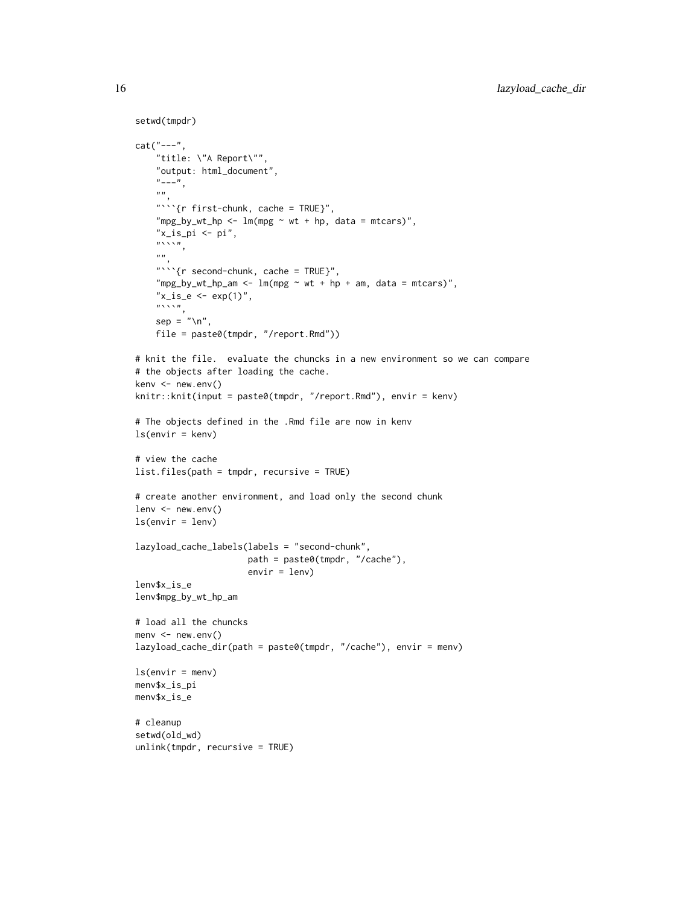```
setwd(tmpdr)

cat("---",
    "title: \"A Report\"",
    "output: html_document",
    "---",
    "",
    "```{r first-chunk, cache = TRUE}",
    "mpg_by_wt_hp <- lm(mpg ~ wt + hp, data = mtcars)",
    "x_is_pi <- pi",
    "```",
    "",
    "```{r second-chunk, cache = TRUE}",
    "mpg_by_wt_hp_am <- lm(mpg ~ wt + hp + am, data = mtcars)",
    "x_is_e <- exp(1)",
    "```",
    sep = "\n",
    file = paste0(tmpdr, "/report.Rmd"))

# knit the file.  evaluate the chuncks in a new environment so we can compare
# the objects after loading the cache.
kenv <- new.env()
knitr::knit(input = paste0(tmpdr, "/report.Rmd"), envir = kenv)

# The objects defined in the .Rmd file are now in kenv
ls(envir = kenv)

# view the cache
list.files(path = tmpdr, recursive = TRUE)

# create another environment, and load only the second chunk
lenv <- new.env()
ls(envir = lenv)

lazyload_cache_labels(labels = "second-chunk",
                      path = paste0(tmpdr, "/cache"),
                      envir = lenv)
lenv$x_is_e
lenv$mpg_by_wt_hp_am

# load all the chuncks
menv <- new.env()
lazyload_cache_dir(path = paste0(tmpdr, "/cache"), envir = menv)

ls(envir = menv)
menv$x_is_pi
menv$x_is_e

# cleanup
setwd(old_wd)
unlink(tmpdr, recursive = TRUE)
```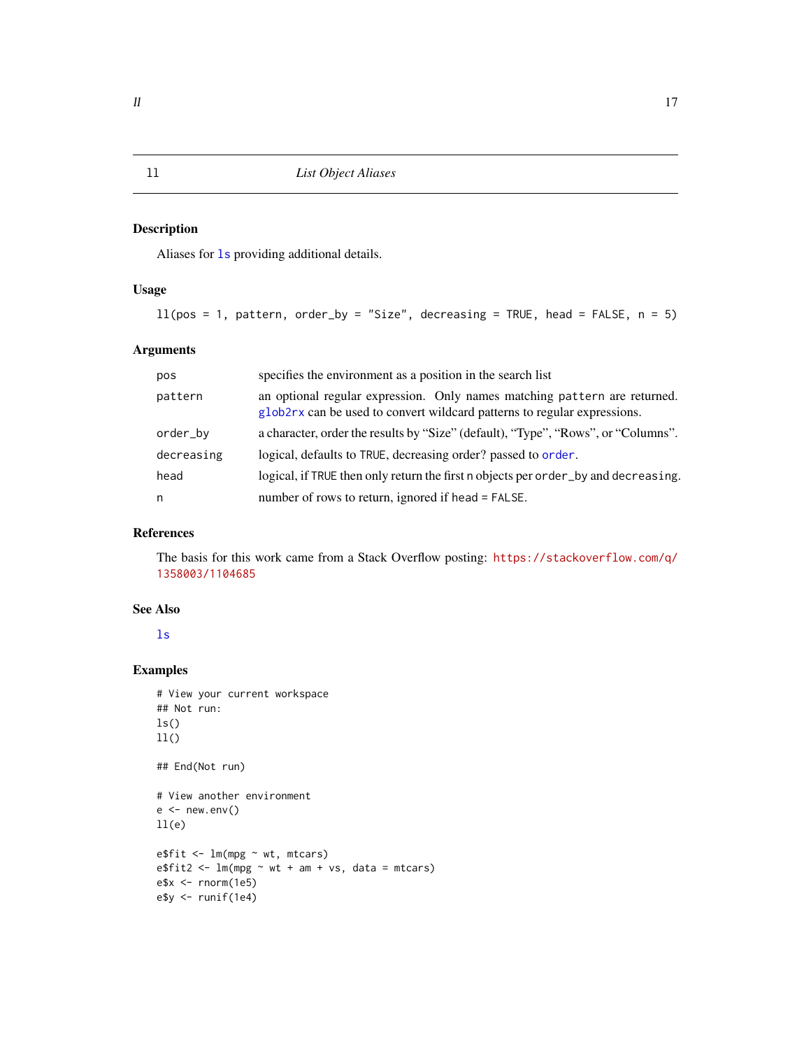# ll — *List Object Aliases*

## Description

Aliases for ls providing additional details.

## Usage

```
ll(pos = 1, pattern, order_by = "Size", decreasing = TRUE, head = FALSE, n = 5)
```

## Arguments

| | |
|---|---|
| pos | specifies the environment as a position in the search list |
| pattern | an optional regular expression. Only names matching `pattern` are returned. glob2rx can be used to convert wildcard patterns to regular expressions. |
| order_by | a character, order the results by "Size" (default), "Type", "Rows", or "Columns". |
| decreasing | logical, defaults to `TRUE`, decreasing order? passed to order. |
| head | logical, if `TRUE` then only return the first `n` objects per `order_by` and `decreasing`. |
| n | number of rows to return, ignored if `head = FALSE`. |

## References

The basis for this work came from a Stack Overflow posting: https://stackoverflow.com/q/1358003/1104685

## See Also

ls

## Examples

```
# View your current workspace
## Not run:
ls()
ll()

## End(Not run)

# View another environment
e <- new.env()
ll(e)

e$fit <- lm(mpg ~ wt, mtcars)
e$fit2 <- lm(mpg ~ wt + am + vs, data = mtcars)
e$x <- rnorm(1e5)
e$y <- runif(1e4)
```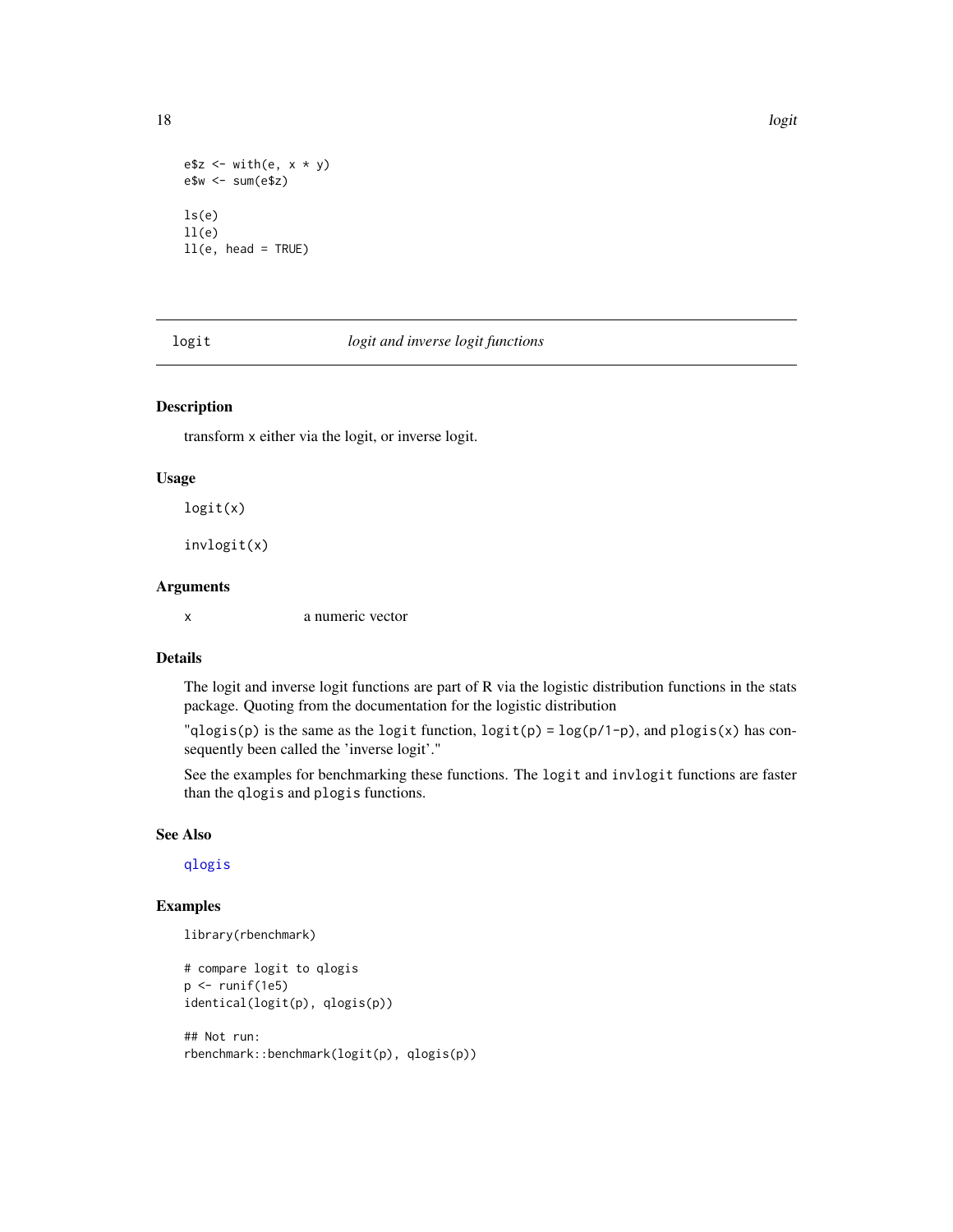```
e$z <- with(e, x * y)
e$w <- sum(e$z)

ls(e)
ll(e)
ll(e, head = TRUE)
```

---

## logit — *logit and inverse logit functions*

---

### Description

transform x either via the logit, or inverse logit.

### Usage

```
logit(x)

invlogit(x)
```

### Arguments

| | |
|---|---|
| x | a numeric vector |

### Details

The logit and inverse logit functions are part of R via the logistic distribution functions in the stats package. Quoting from the documentation for the logistic distribution

"qlogis(p) is the same as the logit function, logit(p) = log(p/1-p), and plogis(x) has consequently been called the 'inverse logit'."

See the examples for benchmarking these functions. The logit and invlogit functions are faster than the qlogis and plogis functions.

### See Also

qlogis

### Examples

```
library(rbenchmark)

# compare logit to qlogis
p <- runif(1e5)
identical(logit(p), qlogis(p))

## Not run:
rbenchmark::benchmark(logit(p), qlogis(p))
```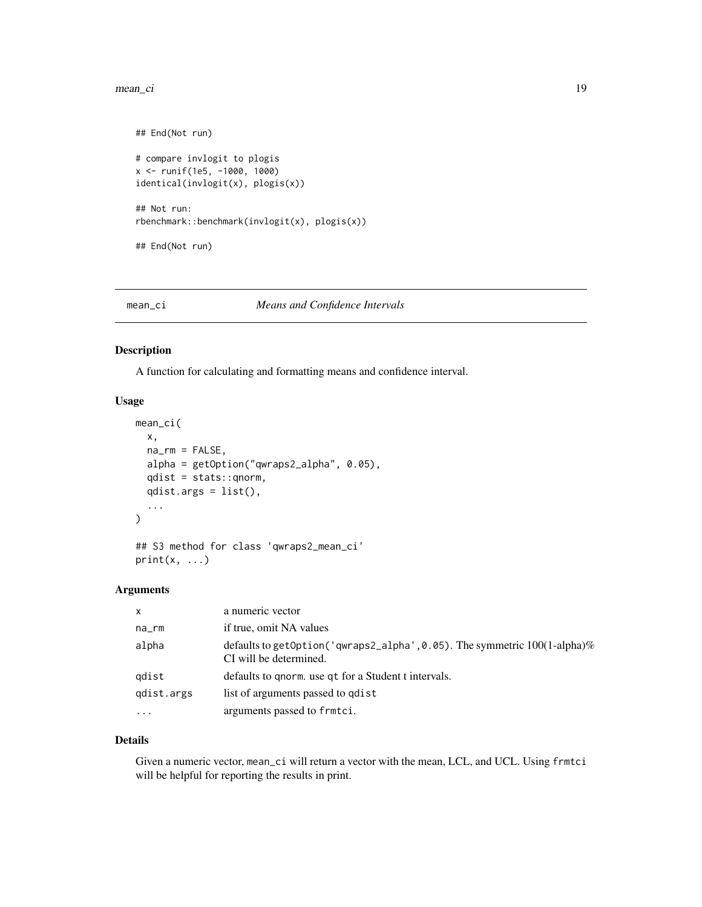```
## End(Not run)

# compare invlogit to plogis
x <- runif(1e5, -1000, 1000)
identical(invlogit(x), plogis(x))

## Not run:
rbenchmark::benchmark(invlogit(x), plogis(x))

## End(Not run)
```

---

## mean_ci — *Means and Confidence Intervals*

### Description

A function for calculating and formatting means and confidence interval.

### Usage

```
mean_ci(
  x,
  na_rm = FALSE,
  alpha = getOption("qwraps2_alpha", 0.05),
  qdist = stats::qnorm,
  qdist.args = list(),
  ...
)

## S3 method for class 'qwraps2_mean_ci'
print(x, ...)
```

### Arguments

| | |
|---|---|
| `x` | a numeric vector |
| `na_rm` | if true, omit NA values |
| `alpha` | defaults to `getOption('qwraps2_alpha',0.05)`. The symmetric 100(1-alpha)% CI will be determined. |
| `qdist` | defaults to `qnorm`. use `qt` for a Student t intervals. |
| `qdist.args` | list of arguments passed to `qdist` |
| `...` | arguments passed to `frmtci`. |

### Details

Given a numeric vector, `mean_ci` will return a vector with the mean, LCL, and UCL. Using `frmtci` will be helpful for reporting the results in print.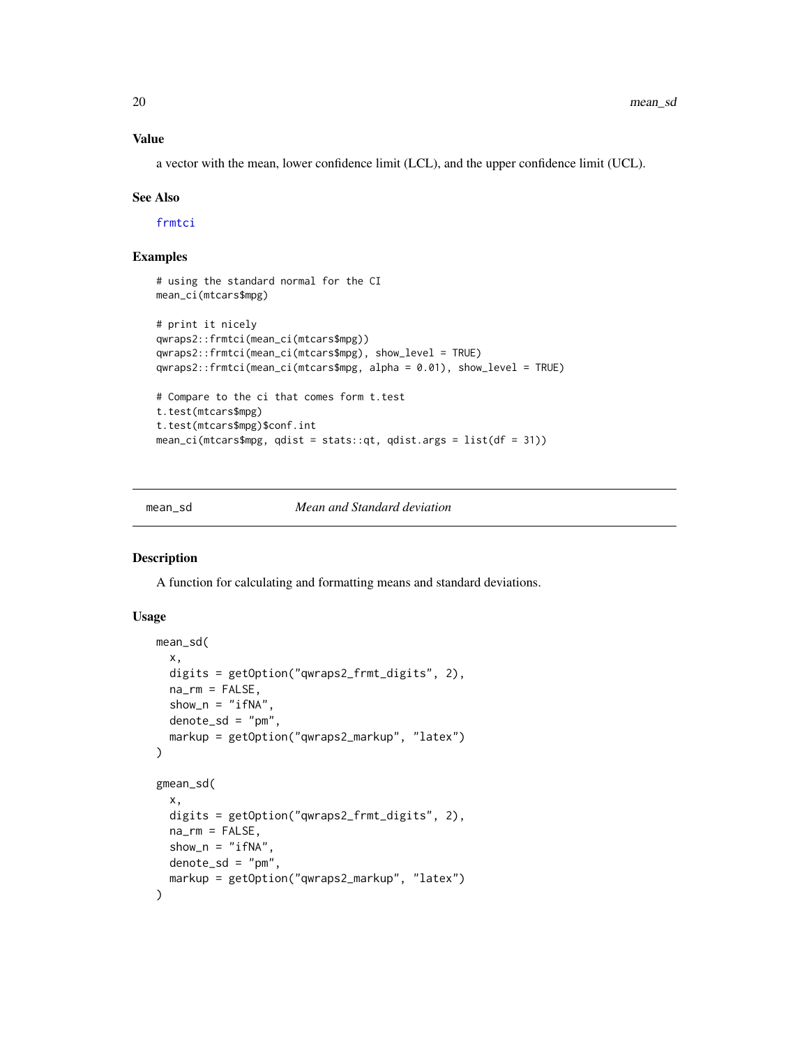### Value

a vector with the mean, lower confidence limit (LCL), and the upper confidence limit (UCL).

### See Also

frmtci

### Examples

```
# using the standard normal for the CI
mean_ci(mtcars$mpg)

# print it nicely
qwraps2::frmtci(mean_ci(mtcars$mpg))
qwraps2::frmtci(mean_ci(mtcars$mpg), show_level = TRUE)
qwraps2::frmtci(mean_ci(mtcars$mpg, alpha = 0.01), show_level = TRUE)

# Compare to the ci that comes form t.test
t.test(mtcars$mpg)
t.test(mtcars$mpg)$conf.int
mean_ci(mtcars$mpg, qdist = stats::qt, qdist.args = list(df = 31))
```

---

## mean_sd — *Mean and Standard deviation*

### Description

A function for calculating and formatting means and standard deviations.

### Usage

```
mean_sd(
  x,
  digits = getOption("qwraps2_frmt_digits", 2),
  na_rm = FALSE,
  show_n = "ifNA",
  denote_sd = "pm",
  markup = getOption("qwraps2_markup", "latex")
)

gmean_sd(
  x,
  digits = getOption("qwraps2_frmt_digits", 2),
  na_rm = FALSE,
  show_n = "ifNA",
  denote_sd = "pm",
  markup = getOption("qwraps2_markup", "latex")
)
```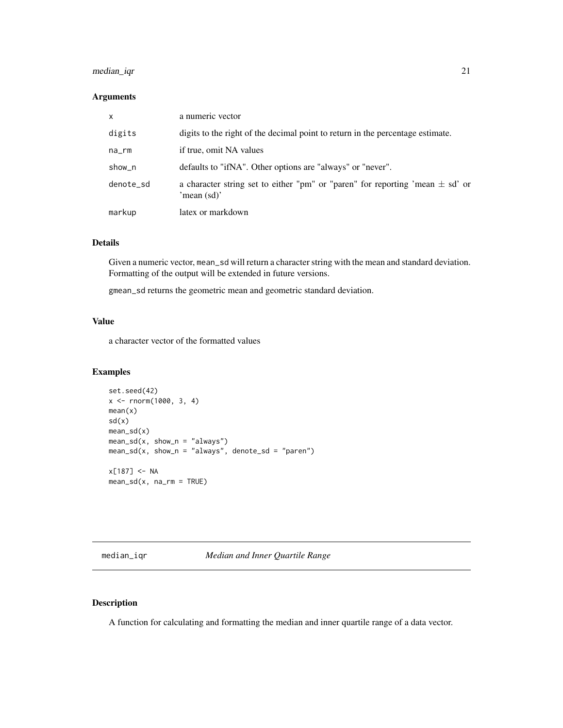### Arguments

| | |
|---|---|
| x | a numeric vector |
| digits | digits to the right of the decimal point to return in the percentage estimate. |
| na_rm | if true, omit NA values |
| show_n | defaults to "ifNA". Other options are "always" or "never". |
| denote_sd | a character string set to either "pm" or "paren" for reporting 'mean $\pm$ sd' or 'mean (sd)' |
| markup | latex or markdown |

### Details

Given a numeric vector, `mean_sd` will return a character string with the mean and standard deviation. Formatting of the output will be extended in future versions.

`gmean_sd` returns the geometric mean and geometric standard deviation.

### Value

a character vector of the formatted values

### Examples

```
set.seed(42)
x <- rnorm(1000, 3, 4)
mean(x)
sd(x)
mean_sd(x)
mean_sd(x, show_n = "always")
mean_sd(x, show_n = "always", denote_sd = "paren")

x[187] <- NA
mean_sd(x, na_rm = TRUE)
```

---

## median_iqr — *Median and Inner Quartile Range*

---

### Description

A function for calculating and formatting the median and inner quartile range of a data vector.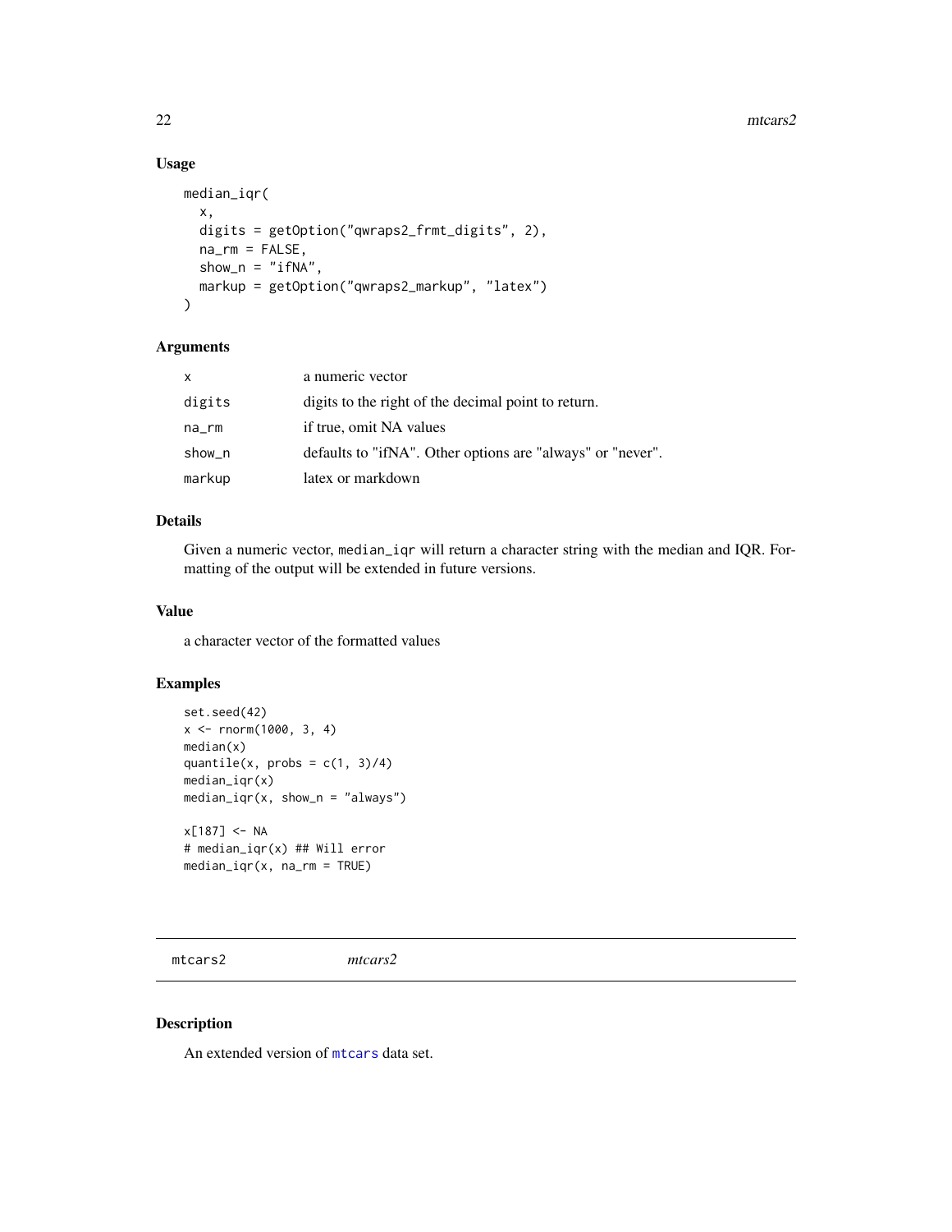### Usage

```
median_iqr(
  x,
  digits = getOption("qwraps2_frmt_digits", 2),
  na_rm = FALSE,
  show_n = "ifNA",
  markup = getOption("qwraps2_markup", "latex")
)
```

### Arguments

| | |
|---|---|
| x | a numeric vector |
| digits | digits to the right of the decimal point to return. |
| na_rm | if true, omit NA values |
| show_n | defaults to "ifNA". Other options are "always" or "never". |
| markup | latex or markdown |

### Details

Given a numeric vector, `median_iqr` will return a character string with the median and IQR. Formatting of the output will be extended in future versions.

### Value

a character vector of the formatted values

### Examples

```
set.seed(42)
x <- rnorm(1000, 3, 4)
median(x)
quantile(x, probs = c(1, 3)/4)
median_iqr(x)
median_iqr(x, show_n = "always")

x[187] <- NA
# median_iqr(x) ## Will error
median_iqr(x, na_rm = TRUE)
```

---

## mtcars2 *mtcars2*

---

### Description

An extended version of mtcars data set.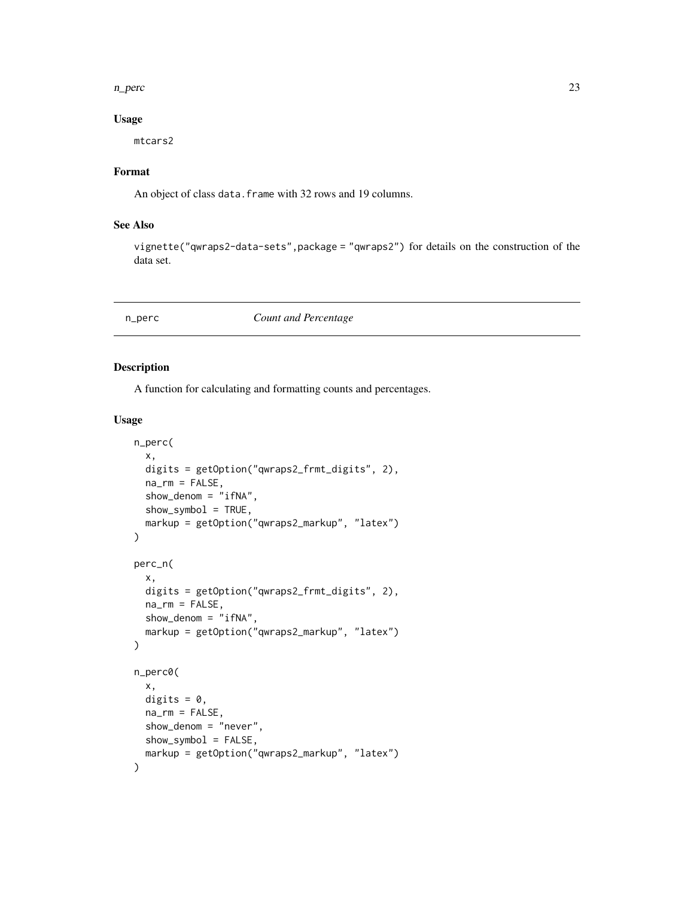### Usage

```
mtcars2
```

### Format

An object of class `data.frame` with 32 rows and 19 columns.

### See Also

`vignette("qwraps2-data-sets",package = "qwraps2")` for details on the construction of the data set.

---

## n_perc *Count and Percentage*

### Description

A function for calculating and formatting counts and percentages.

### Usage

```
n_perc(
  x,
  digits = getOption("qwraps2_frmt_digits", 2),
  na_rm = FALSE,
  show_denom = "ifNA",
  show_symbol = TRUE,
  markup = getOption("qwraps2_markup", "latex")
)

perc_n(
  x,
  digits = getOption("qwraps2_frmt_digits", 2),
  na_rm = FALSE,
  show_denom = "ifNA",
  markup = getOption("qwraps2_markup", "latex")
)

n_perc0(
  x,
  digits = 0,
  na_rm = FALSE,
  show_denom = "never",
  show_symbol = FALSE,
  markup = getOption("qwraps2_markup", "latex")
)
```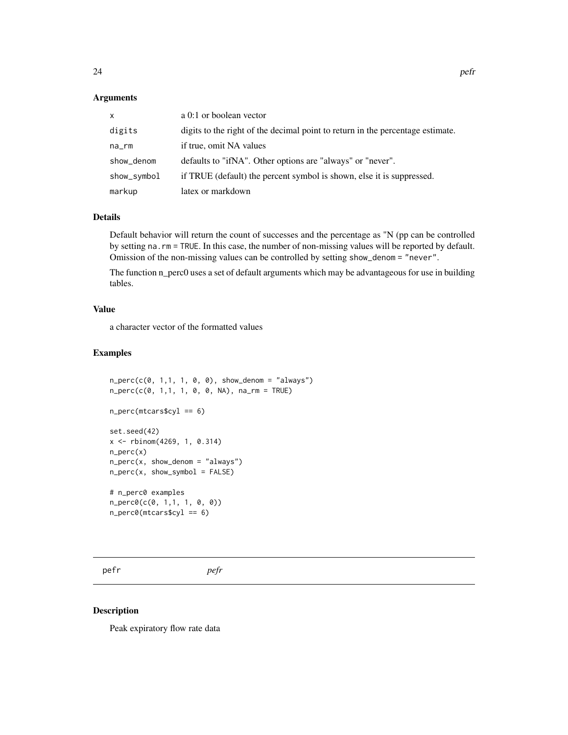### Arguments

| | |
|---|---|
| `x` | a 0:1 or boolean vector |
| `digits` | digits to the right of the decimal point to return in the percentage estimate. |
| `na_rm` | if true, omit NA values |
| `show_denom` | defaults to "ifNA". Other options are "always" or "never". |
| `show_symbol` | if TRUE (default) the percent symbol is shown, else it is suppressed. |
| `markup` | latex or markdown |

### Details

Default behavior will return the count of successes and the percentage as "N (pp can be controlled by setting `na.rm = TRUE`. In this case, the number of non-missing values will be reported by default. Omission of the non-missing values can be controlled by setting `show_denom = "never"`.

The function n_perc0 uses a set of default arguments which may be advantageous for use in building tables.

### Value

a character vector of the formatted values

### Examples

```
n_perc(c(0, 1,1, 1, 0, 0), show_denom = "always")
n_perc(c(0, 1,1, 1, 0, 0, NA), na_rm = TRUE)

n_perc(mtcars$cyl == 6)

set.seed(42)
x <- rbinom(4269, 1, 0.314)
n_perc(x)
n_perc(x, show_denom = "always")
n_perc(x, show_symbol = FALSE)

# n_perc0 examples
n_perc0(c(0, 1,1, 1, 0, 0))
n_perc0(mtcars$cyl == 6)
```

---

## pefr *pefr*

### Description

Peak expiratory flow rate data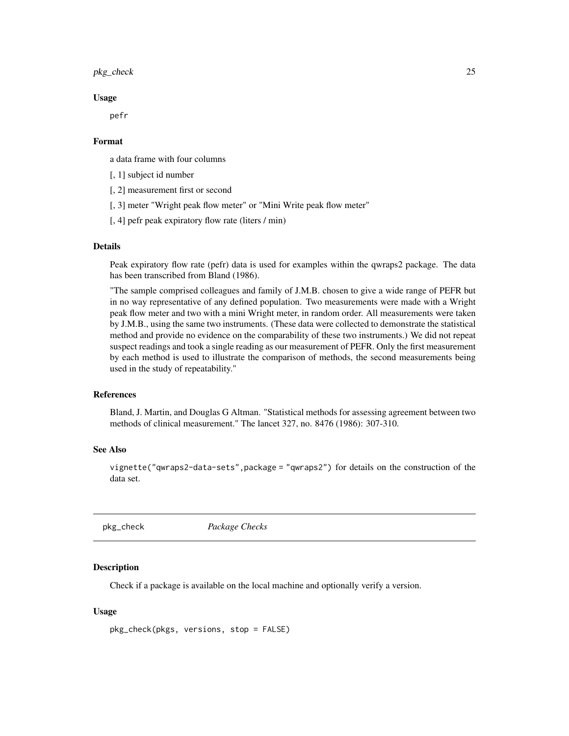### Usage

```
pefr
```

### Format

a data frame with four columns

[, 1] subject id number

[, 2] measurement first or second

[, 3] meter "Wright peak flow meter" or "Mini Write peak flow meter"

[, 4] pefr peak expiratory flow rate (liters / min)

### Details

Peak expiratory flow rate (pefr) data is used for examples within the qwraps2 package. The data has been transcribed from Bland (1986).

"The sample comprised colleagues and family of J.M.B. chosen to give a wide range of PEFR but in no way representative of any defined population. Two measurements were made with a Wright peak flow meter and two with a mini Wright meter, in random order. All measurements were taken by J.M.B., using the same two instruments. (These data were collected to demonstrate the statistical method and provide no evidence on the comparability of these two instruments.) We did not repeat suspect readings and took a single reading as our measurement of PEFR. Only the first measurement by each method is used to illustrate the comparison of methods, the second measurements being used in the study of repeatability."

### References

Bland, J. Martin, and Douglas G Altman. "Statistical methods for assessing agreement between two methods of clinical measurement." The lancet 327, no. 8476 (1986): 307-310.

### See Also

`vignette("qwraps2-data-sets",package = "qwraps2")` for details on the construction of the data set.

---

## pkg_check *Package Checks*

### Description

Check if a package is available on the local machine and optionally verify a version.

### Usage

```
pkg_check(pkgs, versions, stop = FALSE)
```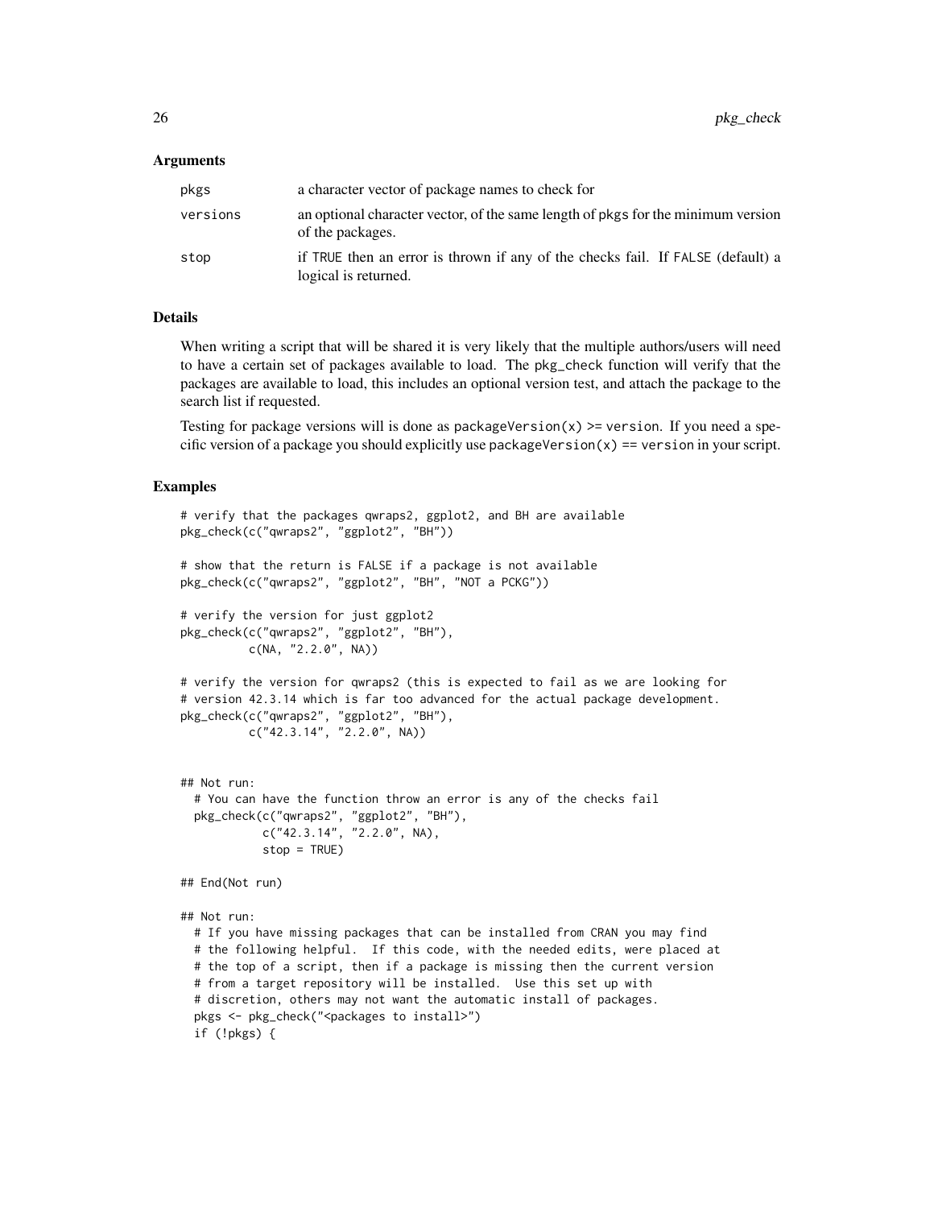### Arguments

| | |
|---|---|
| pkgs | a character vector of package names to check for |
| versions | an optional character vector, of the same length of pkgs for the minimum version of the packages. |
| stop | if TRUE then an error is thrown if any of the checks fail. If FALSE (default) a logical is returned. |

### Details

When writing a script that will be shared it is very likely that the multiple authors/users will need to have a certain set of packages available to load. The pkg_check function will verify that the packages are available to load, this includes an optional version test, and attach the package to the search list if requested.

Testing for package versions will is done as `packageVersion(x) >= version`. If you need a specific version of a package you should explicitly use `packageVersion(x) == version` in your script.

### Examples

```
# verify that the packages qwraps2, ggplot2, and BH are available
pkg_check(c("qwraps2", "ggplot2", "BH"))

# show that the return is FALSE if a package is not available
pkg_check(c("qwraps2", "ggplot2", "BH", "NOT a PCKG"))

# verify the version for just ggplot2
pkg_check(c("qwraps2", "ggplot2", "BH"),
          c(NA, "2.2.0", NA))

# verify the version for qwraps2 (this is expected to fail as we are looking for
# version 42.3.14 which is far too advanced for the actual package development.
pkg_check(c("qwraps2", "ggplot2", "BH"),
          c("42.3.14", "2.2.0", NA))


## Not run:
  # You can have the function throw an error is any of the checks fail
  pkg_check(c("qwraps2", "ggplot2", "BH"),
            c("42.3.14", "2.2.0", NA),
            stop = TRUE)

## End(Not run)

## Not run:
  # If you have missing packages that can be installed from CRAN you may find
  # the following helpful.  If this code, with the needed edits, were placed at
  # the top of a script, then if a package is missing then the current version
  # from a target repository will be installed.  Use this set up with
  # discretion, others may not want the automatic install of packages.
  pkgs <- pkg_check("<packages to install>")
  if (!pkgs) {
```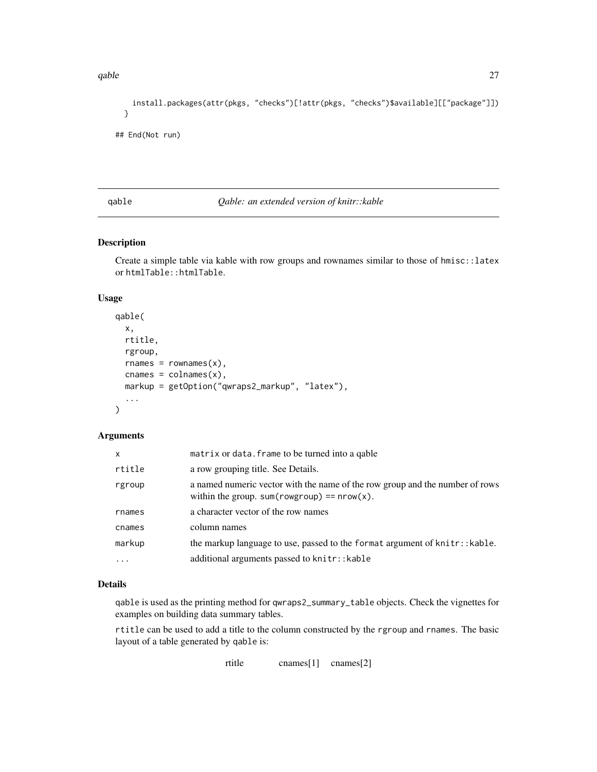```
    install.packages(attr(pkgs, "checks")[!attr(pkgs, "checks")$available][["package"]])
  }

## End(Not run)
```

---

## qable — *Qable: an extended version of knitr::kable*

### Description

Create a simple table via kable with row groups and rownames similar to those of `hmisc::latex` or `htmlTable::htmlTable`.

### Usage

```
qable(
  x,
  rtitle,
  rgroup,
  rnames = rownames(x),
  cnames = colnames(x),
  markup = getOption("qwraps2_markup", "latex"),
  ...
)
```

### Arguments

| | |
|---|---|
| `x` | `matrix` or `data.frame` to be turned into a qable |
| `rtitle` | a row grouping title. See Details. |
| `rgroup` | a named numeric vector with the name of the row group and the number of rows within the group. `sum(rowgroup) == nrow(x)`. |
| `rnames` | a character vector of the row names |
| `cnames` | column names |
| `markup` | the markup language to use, passed to the `format` argument of `knitr::kable`. |
| `...` | additional arguments passed to `knitr::kable` |

### Details

`qable` is used as the printing method for `qwraps2_summary_table` objects. Check the vignettes for examples on building data summary tables.

`rtitle` can be used to add a title to the column constructed by the `rgroup` and `rnames`. The basic layout of a table generated by `qable` is:

rtitle    cnames[1]    cnames[2]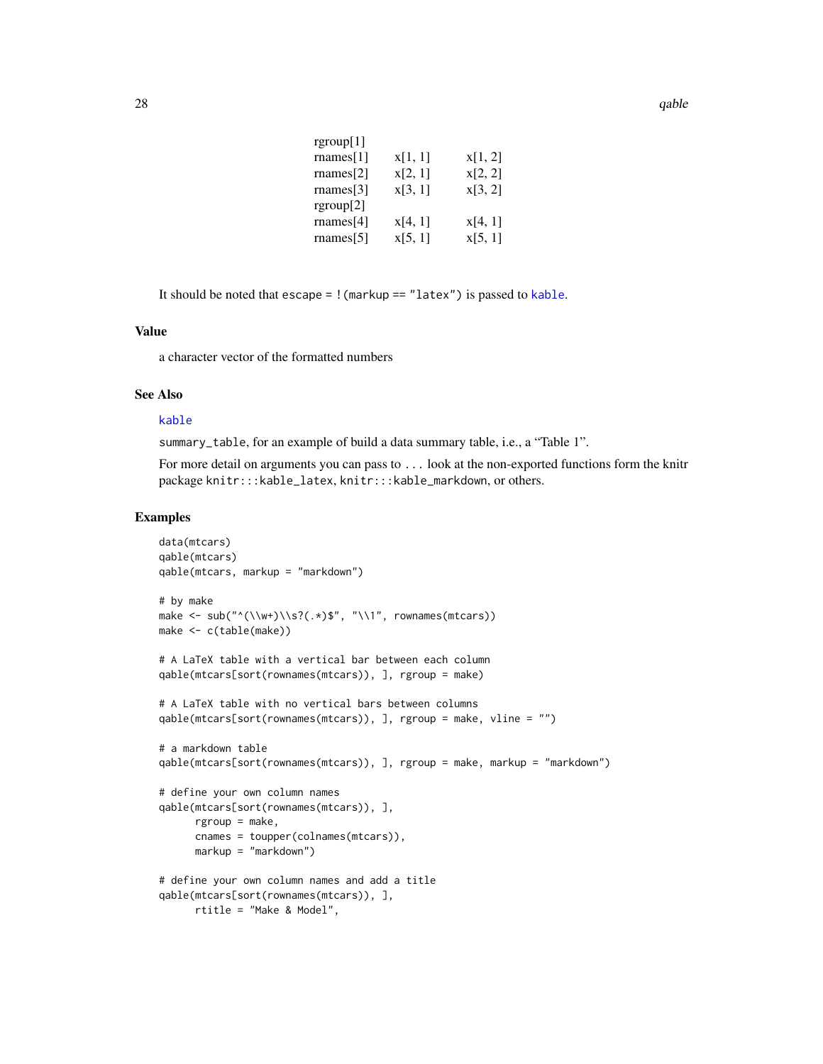| | | |
|---|---|---|
| rgroup[1] | | |
| rnames[1] | x[1, 1] | x[1, 2] |
| rnames[2] | x[2, 1] | x[2, 2] |
| rnames[3] | x[3, 1] | x[3, 2] |
| rgroup[2] | | |
| rnames[4] | x[4, 1] | x[4, 1] |
| rnames[5] | x[5, 1] | x[5, 1] |

It should be noted that `escape = !(markup == "latex")` is passed to `kable`.

## Value

a character vector of the formatted numbers

## See Also

`kable`

`summary_table`, for an example of build a data summary table, i.e., a "Table 1".

For more detail on arguments you can pass to `...` look at the non-exported functions form the knitr package `knitr:::kable_latex`, `knitr:::kable_markdown`, or others.

## Examples

```
data(mtcars)
qable(mtcars)
qable(mtcars, markup = "markdown")

# by make
make <- sub("^(\\w+)\\s?(.*)$", "\\1", rownames(mtcars))
make <- c(table(make))

# A LaTeX table with a vertical bar between each column
qable(mtcars[sort(rownames(mtcars)), ], rgroup = make)

# A LaTeX table with no vertical bars between columns
qable(mtcars[sort(rownames(mtcars)), ], rgroup = make, vline = "")

# a markdown table
qable(mtcars[sort(rownames(mtcars)), ], rgroup = make, markup = "markdown")

# define your own column names
qable(mtcars[sort(rownames(mtcars)), ],
      rgroup = make,
      cnames = toupper(colnames(mtcars)),
      markup = "markdown")

# define your own column names and add a title
qable(mtcars[sort(rownames(mtcars)), ],
      rtitle = "Make & Model",
```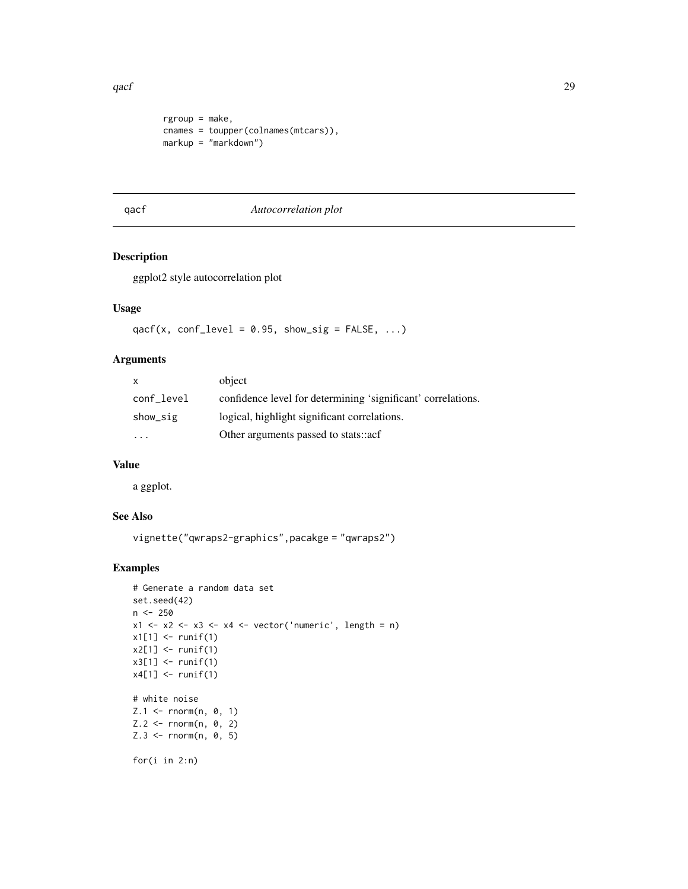```
      rgroup = make,
      cnames = toupper(colnames(mtcars)),
      markup = "markdown")
```

## qacf — *Autocorrelation plot*

### Description

ggplot2 style autocorrelation plot

### Usage

```
qacf(x, conf_level = 0.95, show_sig = FALSE, ...)
```

### Arguments

| | |
|---|---|
| x | object |
| conf_level | confidence level for determining 'significant' correlations. |
| show_sig | logical, highlight significant correlations. |
| ... | Other arguments passed to stats::acf |

### Value

a ggplot.

### See Also

`vignette("qwraps2-graphics",pacakge = "qwraps2")`

### Examples

```
# Generate a random data set
set.seed(42)
n <- 250
x1 <- x2 <- x3 <- x4 <- vector('numeric', length = n)
x1[1] <- runif(1)
x2[1] <- runif(1)
x3[1] <- runif(1)
x4[1] <- runif(1)

# white noise
Z.1 <- rnorm(n, 0, 1)
Z.2 <- rnorm(n, 0, 2)
Z.3 <- rnorm(n, 0, 5)

for(i in 2:n)
```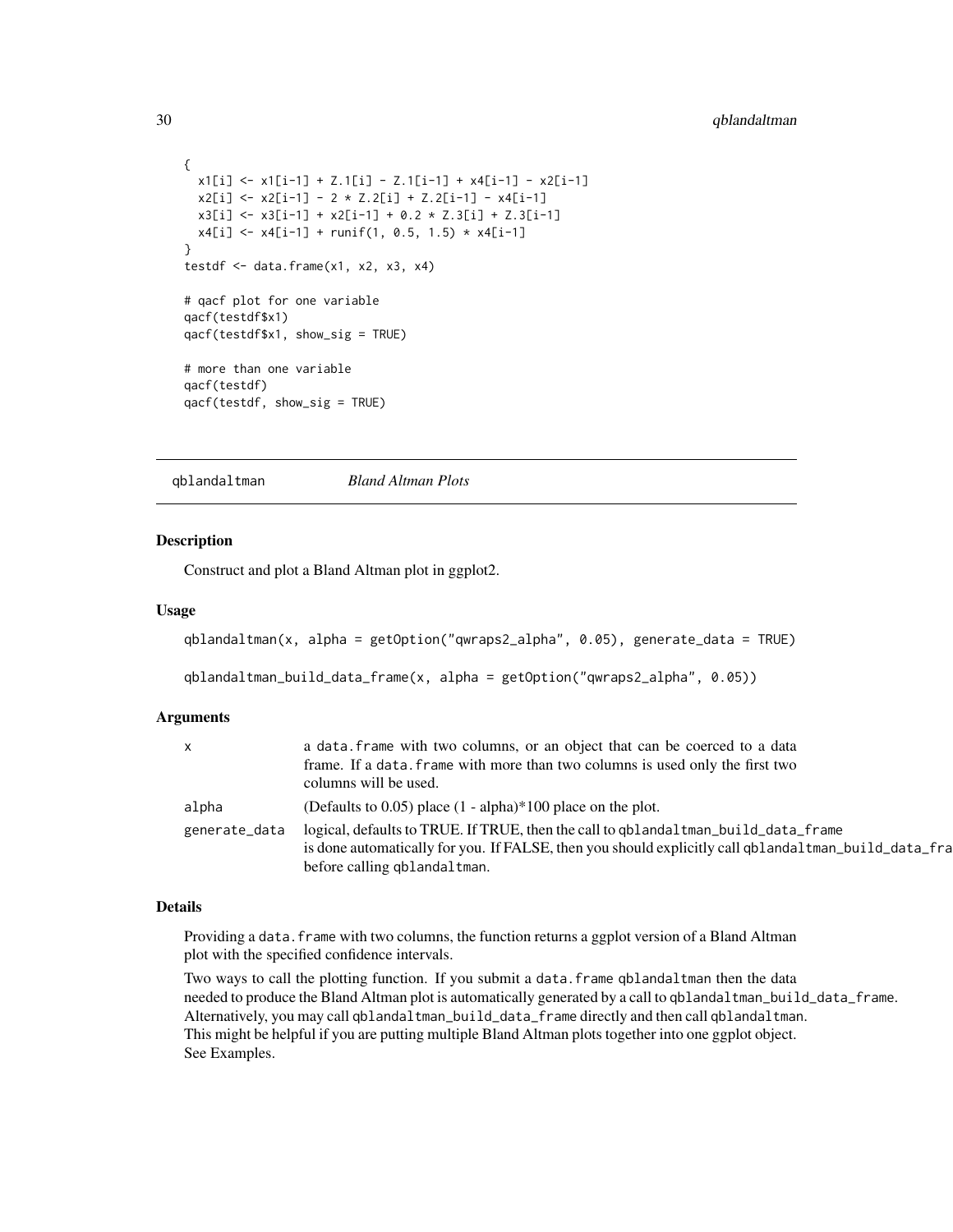```
{
  x1[i] <- x1[i-1] + Z.1[i] - Z.1[i-1] + x4[i-1] - x2[i-1]
  x2[i] <- x2[i-1] - 2 * Z.2[i] + Z.2[i-1] - x4[i-1]
  x3[i] <- x3[i-1] + x2[i-1] + 0.2 * Z.3[i] + Z.3[i-1]
  x4[i] <- x4[i-1] + runif(1, 0.5, 1.5) * x4[i-1]
}
testdf <- data.frame(x1, x2, x3, x4)

# qacf plot for one variable
qacf(testdf$x1)
qacf(testdf$x1, show_sig = TRUE)

# more than one variable
qacf(testdf)
qacf(testdf, show_sig = TRUE)
```

---

## qblandaltman *Bland Altman Plots*

### Description

Construct and plot a Bland Altman plot in ggplot2.

### Usage

```
qblandaltman(x, alpha = getOption("qwraps2_alpha", 0.05), generate_data = TRUE)

qblandaltman_build_data_frame(x, alpha = getOption("qwraps2_alpha", 0.05))
```

### Arguments

| | |
|---|---|
| x | a `data.frame` with two columns, or an object that can be coerced to a data frame. If a `data.frame` with more than two columns is used only the first two columns will be used. |
| alpha | (Defaults to 0.05) place (1 - alpha)*100 place on the plot. |
| generate_data | logical, defaults to TRUE. If TRUE, then the call to `qblandaltman_build_data_frame` is done automatically for you. If FALSE, then you should explicitly call `qblandaltman_build_data_frame` before calling `qblandaltman`. |

### Details

Providing a `data.frame` with two columns, the function returns a ggplot version of a Bland Altman plot with the specified confidence intervals.

Two ways to call the plotting function. If you submit a `data.frame` `qblandaltman` then the data needed to produce the Bland Altman plot is automatically generated by a call to `qblandaltman_build_data_frame`. Alternatively, you may call `qblandaltman_build_data_frame` directly and then call `qblandaltman`. This might be helpful if you are putting multiple Bland Altman plots together into one ggplot object. See Examples.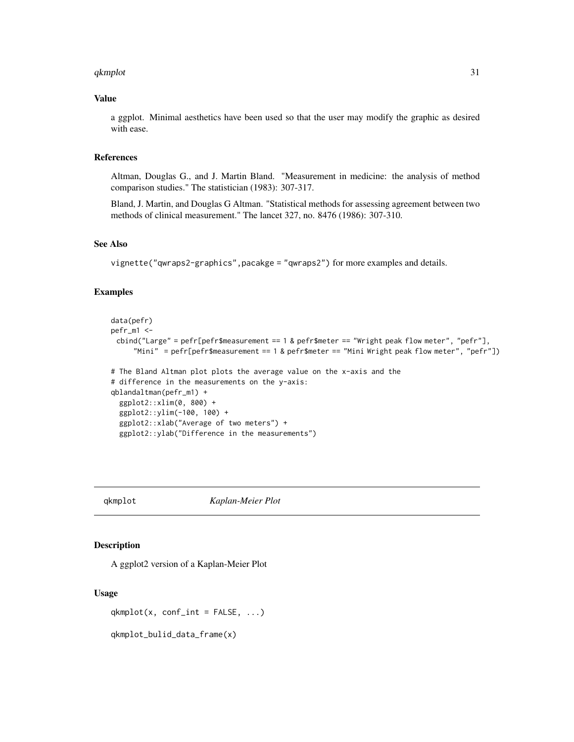### Value

a ggplot. Minimal aesthetics have been used so that the user may modify the graphic as desired with ease.

### References

Altman, Douglas G., and J. Martin Bland. "Measurement in medicine: the analysis of method comparison studies." The statistician (1983): 307-317.

Bland, J. Martin, and Douglas G Altman. "Statistical methods for assessing agreement between two methods of clinical measurement." The lancet 327, no. 8476 (1986): 307-310.

### See Also

`vignette("qwraps2-graphics",pacakge = "qwraps2")` for more examples and details.

### Examples

```
data(pefr)
pefr_m1 <-
  cbind("Large" = pefr[pefr$measurement == 1 & pefr$meter == "Wright peak flow meter", "pefr"],
      "Mini"  = pefr[pefr$measurement == 1 & pefr$meter == "Mini Wright peak flow meter", "pefr"])

# The Bland Altman plot plots the average value on the x-axis and the
# difference in the measurements on the y-axis:
qblandaltman(pefr_m1) +
  ggplot2::xlim(0, 800) +
  ggplot2::ylim(-100, 100) +
  ggplot2::xlab("Average of two meters") +
  ggplot2::ylab("Difference in the measurements")
```

---

## qkmplot *Kaplan-Meier Plot*

---

### Description

A ggplot2 version of a Kaplan-Meier Plot

### Usage

```
qkmplot(x, conf_int = FALSE, ...)

qkmplot_bulid_data_frame(x)
```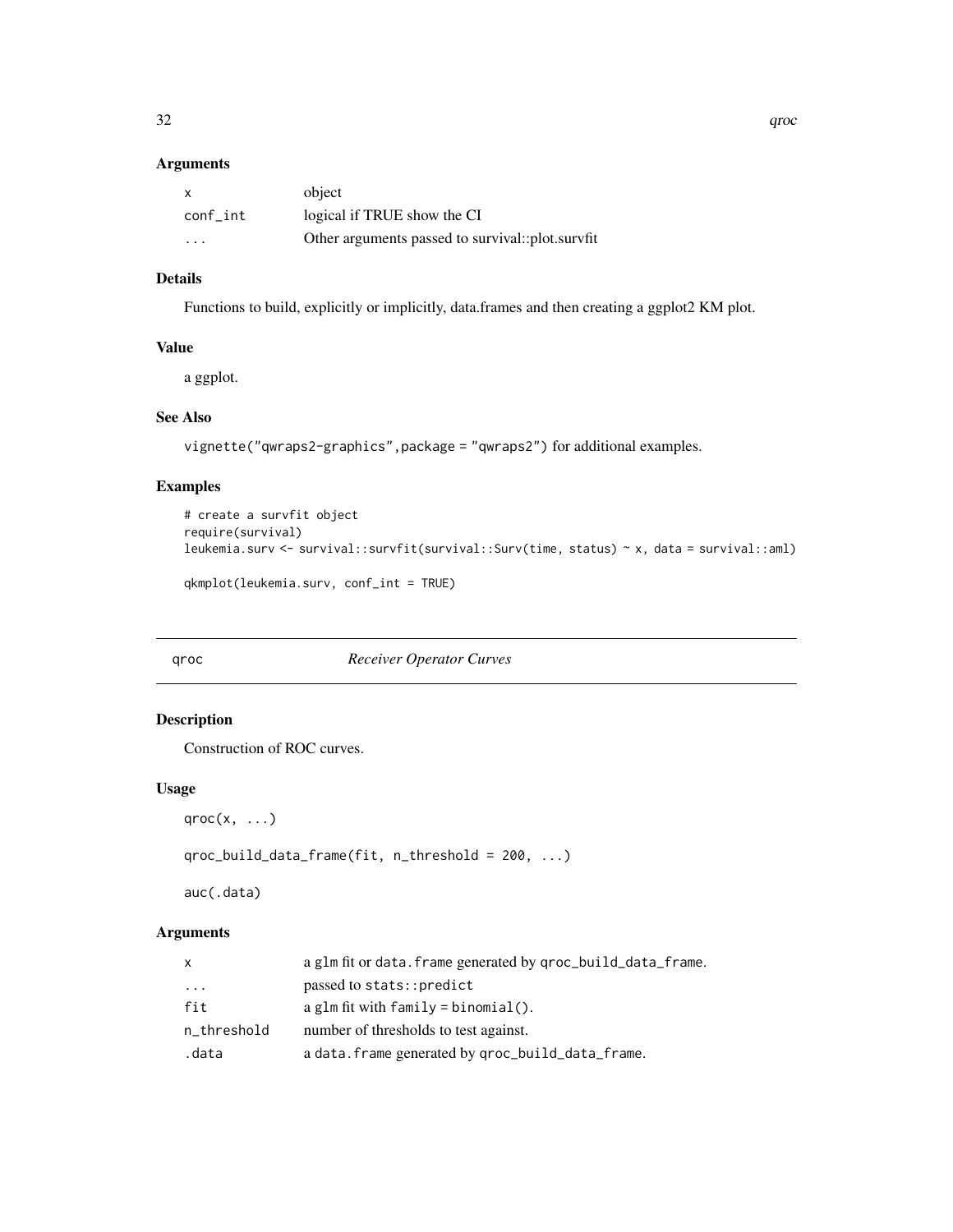### Arguments

| | |
|---|---|
| x | object |
| conf_int | logical if TRUE show the CI |
| ... | Other arguments passed to survival::plot.survfit |

### Details

Functions to build, explicitly or implicitly, data.frames and then creating a ggplot2 KM plot.

### Value

a ggplot.

### See Also

vignette("qwraps2-graphics",package = "qwraps2") for additional examples.

### Examples

```
# create a survfit object
require(survival)
leukemia.surv <- survival::survfit(survival::Surv(time, status) ~ x, data = survival::aml)

qkmplot(leukemia.surv, conf_int = TRUE)
```

---

## qroc *Receiver Operator Curves*

### Description

Construction of ROC curves.

### Usage

```
qroc(x, ...)

qroc_build_data_frame(fit, n_threshold = 200, ...)

auc(.data)
```

### Arguments

| | |
|---|---|
| x | a glm fit or data.frame generated by qroc_build_data_frame. |
| ... | passed to stats::predict |
| fit | a glm fit with family = binomial(). |
| n_threshold | number of thresholds to test against. |
| .data | a data.frame generated by qroc_build_data_frame. |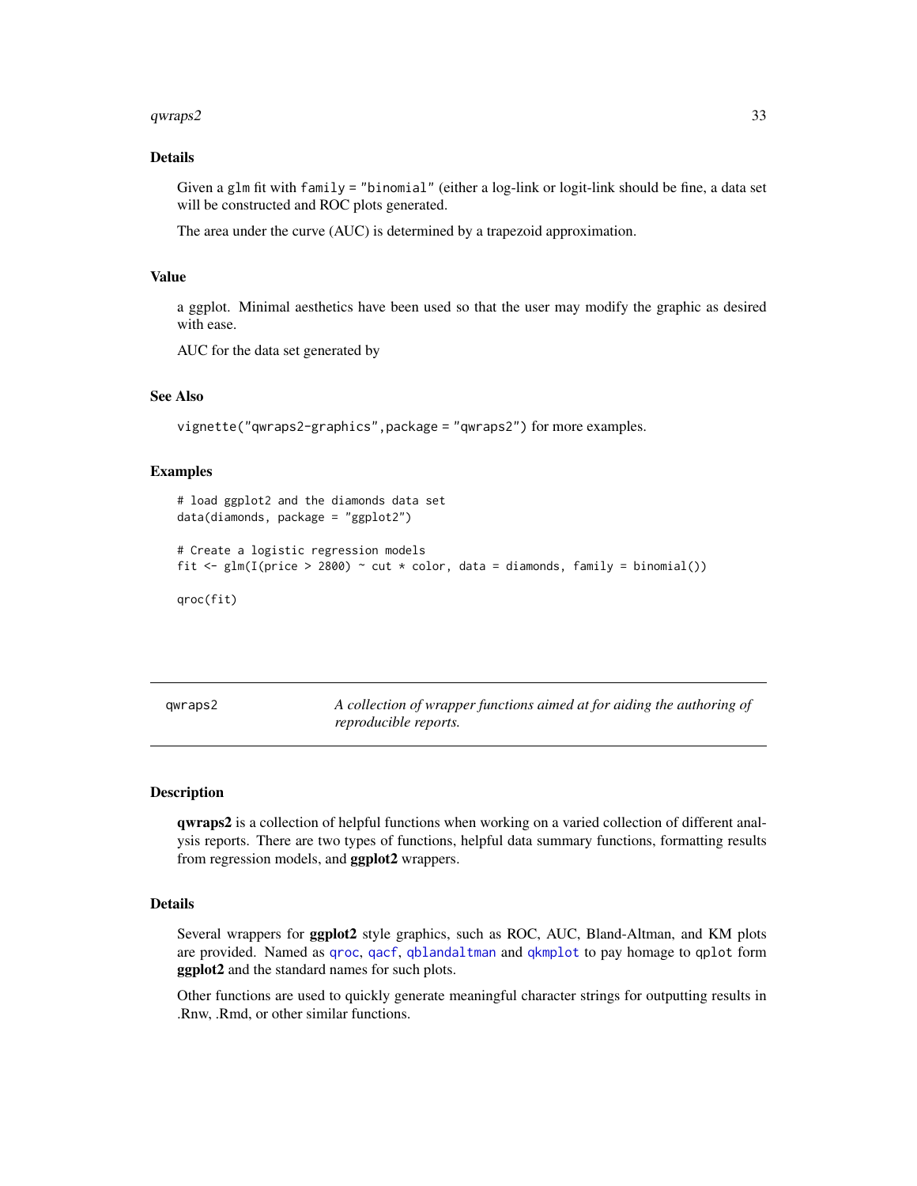### Details

Given a `glm` fit with `family = "binomial"` (either a log-link or logit-link should be fine, a data set will be constructed and ROC plots generated.

The area under the curve (AUC) is determined by a trapezoid approximation.

### Value

a ggplot. Minimal aesthetics have been used so that the user may modify the graphic as desired with ease.

AUC for the data set generated by

### See Also

`vignette("qwraps2-graphics",package = "qwraps2")` for more examples.

### Examples

```
# load ggplot2 and the diamonds data set
data(diamonds, package = "ggplot2")

# Create a logistic regression models
fit <- glm(I(price > 2800) ~ cut * color, data = diamonds, family = binomial())

qroc(fit)
```

---

## qwraps2 — *A collection of wrapper functions aimed at for aiding the authoring of reproducible reports.*

---

### Description

**qwraps2** is a collection of helpful functions when working on a varied collection of different analysis reports. There are two types of functions, helpful data summary functions, formatting results from regression models, and **ggplot2** wrappers.

### Details

Several wrappers for **ggplot2** style graphics, such as ROC, AUC, Bland-Altman, and KM plots are provided. Named as `qroc`, `qacf`, `qblandaltman` and `qkmplot` to pay homage to `qplot` form **ggplot2** and the standard names for such plots.

Other functions are used to quickly generate meaningful character strings for outputting results in .Rnw, .Rmd, or other similar functions.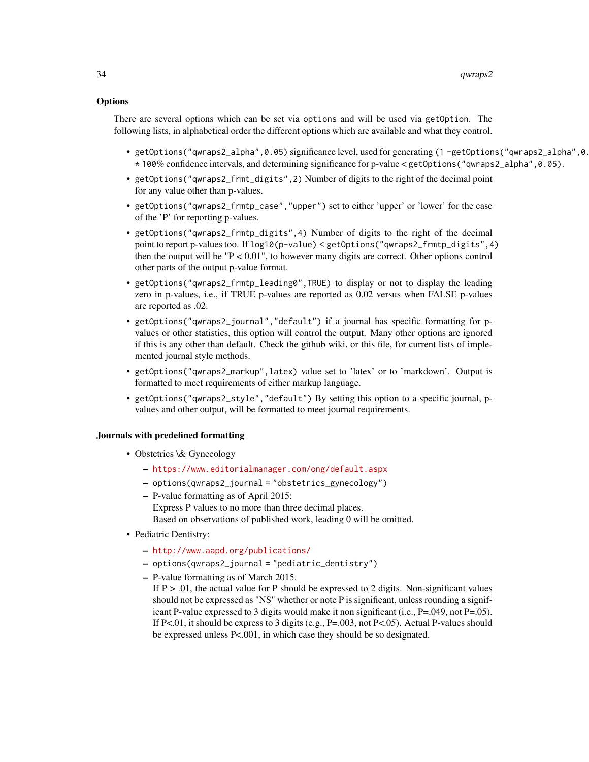### Options

There are several options which can be set via `options` and will be used via `getOption`. The following lists, in alphabetical order the different options which are available and what they control.

- `getOptions("qwraps2_alpha",0.05)` significance level, used for generating `(1 -getOptions("qwraps2_alpha",0.` `* 100%` confidence intervals, and determining significance for p-value < `getOptions("qwraps2_alpha",0.05)`.
- `getOptions("qwraps2_frmt_digits",2)` Number of digits to the right of the decimal point for any value other than p-values.
- `getOptions("qwraps2_frmtp_case","upper")` set to either 'upper' or 'lower' for the case of the 'P' for reporting p-values.
- `getOptions("qwraps2_frmtp_digits",4)` Number of digits to the right of the decimal point to report p-values too. If `log10(p-value) < getOptions("qwraps2_frmtp_digits",4)` then the output will be "P < 0.01", to however many digits are correct. Other options control other parts of the output p-value format.
- `getOptions("qwraps2_frmtp_leading0",TRUE)` to display or not to display the leading zero in p-values, i.e., if TRUE p-values are reported as 0.02 versus when FALSE p-values are reported as .02.
- `getOptions("qwraps2_journal","default")` if a journal has specific formatting for p-values or other statistics, this option will control the output. Many other options are ignored if this is any other than default. Check the github wiki, or this file, for current lists of implemented journal style methods.
- `getOptions("qwraps2_markup",latex)` value set to 'latex' or to 'markdown'. Output is formatted to meet requirements of either markup language.
- `getOptions("qwraps2_style","default")` By setting this option to a specific journal, p-values and other output, will be formatted to meet journal requirements.

### Journals with predefined formatting

- Obstetrics \& Gynecology
  - https://www.editorialmanager.com/ong/default.aspx
  - `options(qwraps2_journal = "obstetrics_gynecology")`
  - P-value formatting as of April 2015:
    Express P values to no more than three decimal places.
    Based on observations of published work, leading 0 will be omitted.
- Pediatric Dentistry:
  - http://www.aapd.org/publications/
  - `options(qwraps2_journal = "pediatric_dentistry")`
  - P-value formatting as of March 2015.
    If P > .01, the actual value for P should be expressed to 2 digits. Non-significant values should not be expressed as "NS" whether or note P is significant, unless rounding a significant P-value expressed to 3 digits would make it non significant (i.e., P=.049, not P=.05). If P<.01, it should be express to 3 digits (e.g., P=.003, not P<.05). Actual P-values should be expressed unless P<.001, in which case they should be so designated.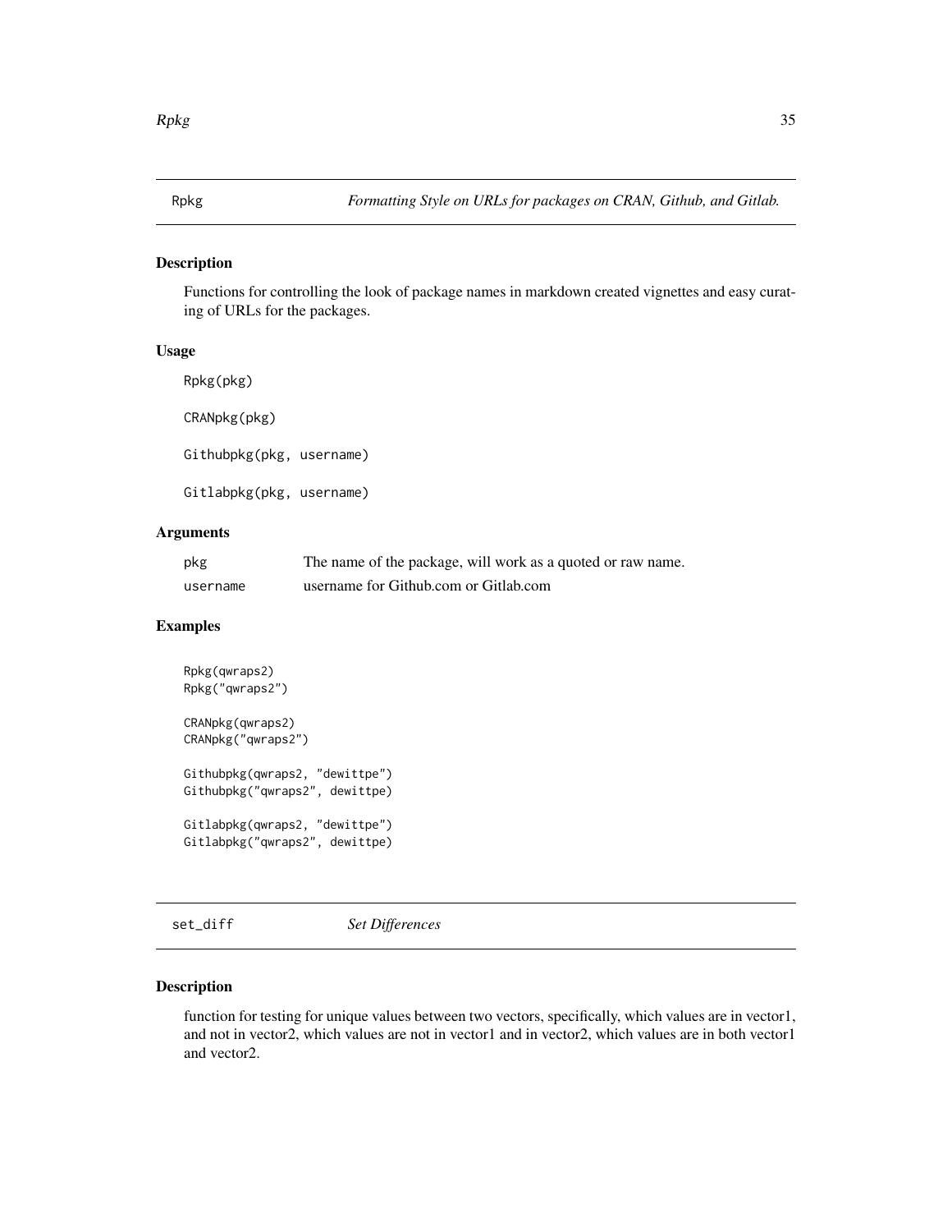## Rpkg — *Formatting Style on URLs for packages on CRAN, Github, and Gitlab.*

### Description

Functions for controlling the look of package names in markdown created vignettes and easy curating of URLs for the packages.

### Usage

```
Rpkg(pkg)

CRANpkg(pkg)

Githubpkg(pkg, username)

Gitlabpkg(pkg, username)
```

### Arguments

| | |
|---|---|
| `pkg` | The name of the package, will work as a quoted or raw name. |
| `username` | username for Github.com or Gitlab.com |

### Examples

```
Rpkg(qwraps2)
Rpkg("qwraps2")

CRANpkg(qwraps2)
CRANpkg("qwraps2")

Githubpkg(qwraps2, "dewittpe")
Githubpkg("qwraps2", dewittpe)

Gitlabpkg(qwraps2, "dewittpe")
Gitlabpkg("qwraps2", dewittpe)
```

## set_diff — *Set Differences*

### Description

function for testing for unique values between two vectors, specifically, which values are in vector1, and not in vector2, which values are not in vector1 and in vector2, which values are in both vector1 and vector2.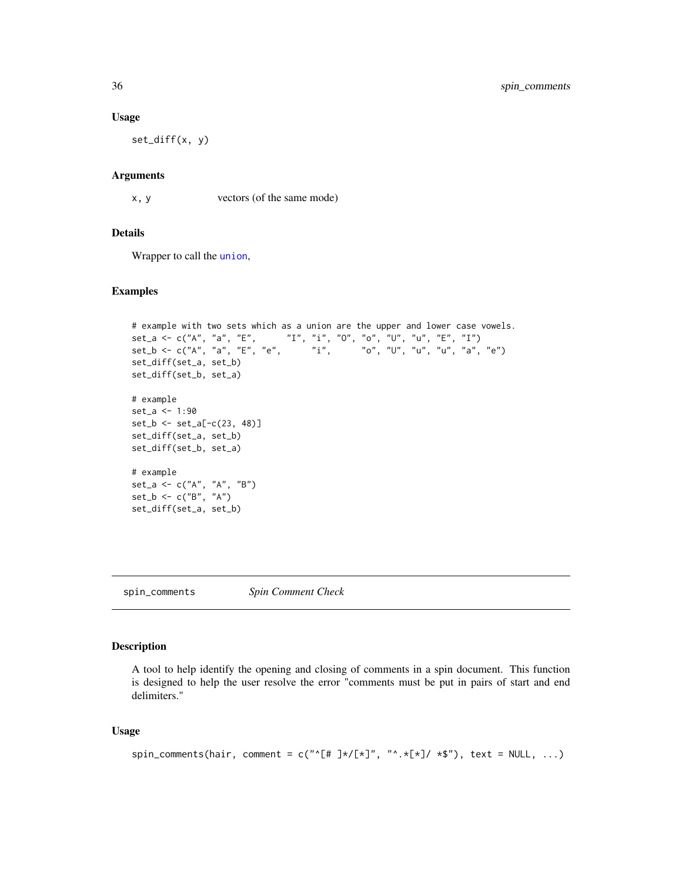### Usage

```
set_diff(x, y)
```

### Arguments

| | |
|---|---|
| x, y | vectors (of the same mode) |

### Details

Wrapper to call the `union`,

### Examples

```
# example with two sets which as a union are the upper and lower case vowels.
set_a <- c("A", "a", "E",      "I", "i", "O", "o", "U", "u", "E", "I")
set_b <- c("A", "a", "E", "e",      "i",      "o", "U", "u", "u", "a", "e")
set_diff(set_a, set_b)
set_diff(set_b, set_a)

# example
set_a <- 1:90
set_b <- set_a[-c(23, 48)]
set_diff(set_a, set_b)
set_diff(set_b, set_a)

# example
set_a <- c("A", "A", "B")
set_b <- c("B", "A")
set_diff(set_a, set_b)
```

---

## spin_comments *Spin Comment Check*

---

### Description

A tool to help identify the opening and closing of comments in a spin document. This function is designed to help the user resolve the error "comments must be put in pairs of start and end delimiters."

### Usage

```
spin_comments(hair, comment = c("^[# ]*/[*]", "^.*[*]/ *$"), text = NULL, ...)
```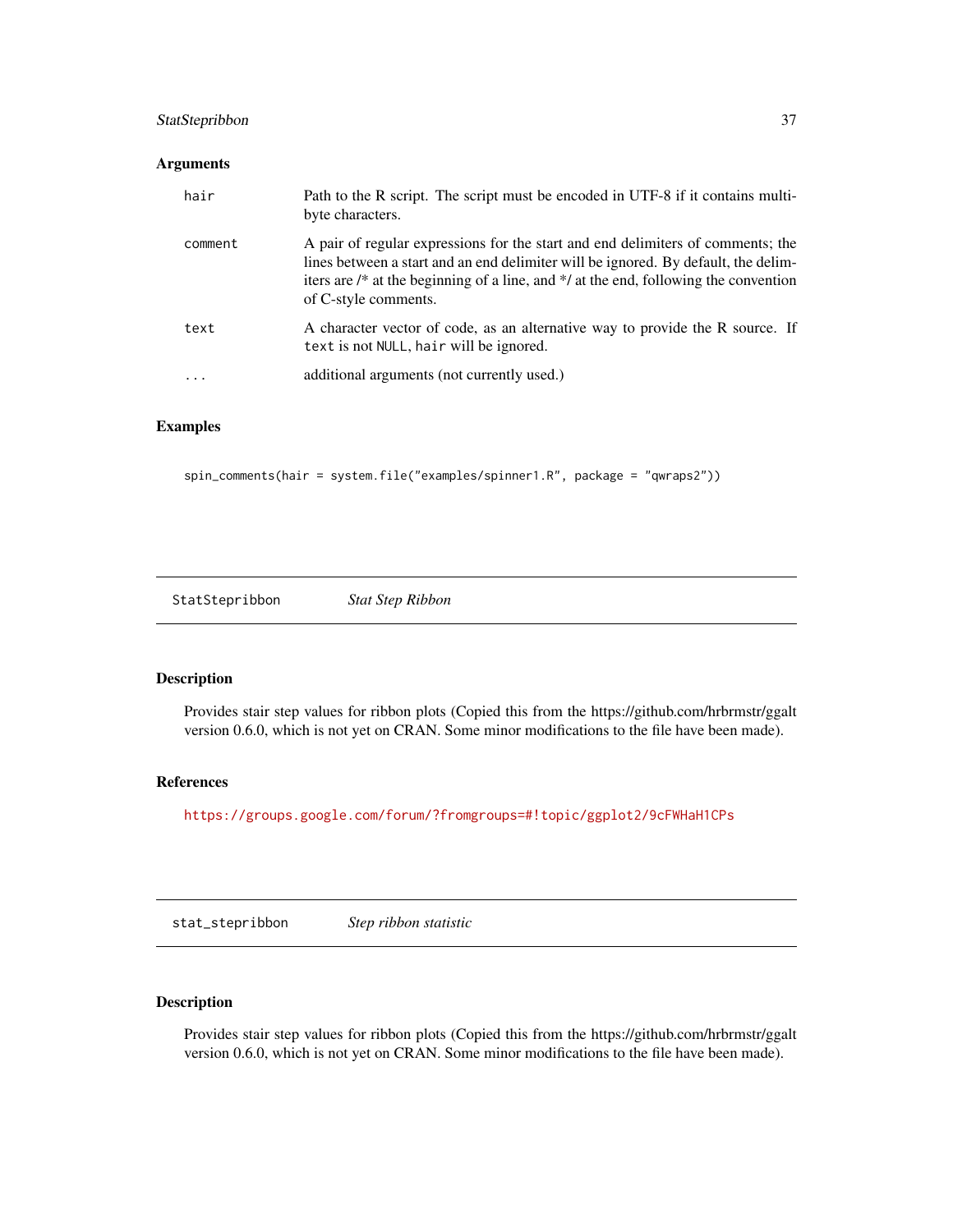### Arguments

| | |
|---|---|
| `hair` | Path to the R script. The script must be encoded in UTF-8 if it contains multi-byte characters. |
| `comment` | A pair of regular expressions for the start and end delimiters of comments; the lines between a start and an end delimiter will be ignored. By default, the delimiters are /* at the beginning of a line, and */ at the end, following the convention of C-style comments. |
| `text` | A character vector of code, as an alternative way to provide the R source. If `text` is not `NULL`, `hair` will be ignored. |
| `...` | additional arguments (not currently used.) |

### Examples

```
spin_comments(hair = system.file("examples/spinner1.R", package = "qwraps2"))
```

---

## `StatStepribbon` *Stat Step Ribbon*

---

### Description

Provides stair step values for ribbon plots (Copied this from the https://github.com/hrbrmstr/ggalt version 0.6.0, which is not yet on CRAN. Some minor modifications to the file have been made).

### References

https://groups.google.com/forum/?fromgroups=#!topic/ggplot2/9cFWHaH1CPs

---

## `stat_stepribbon` *Step ribbon statistic*

---

### Description

Provides stair step values for ribbon plots (Copied this from the https://github.com/hrbrmstr/ggalt version 0.6.0, which is not yet on CRAN. Some minor modifications to the file have been made).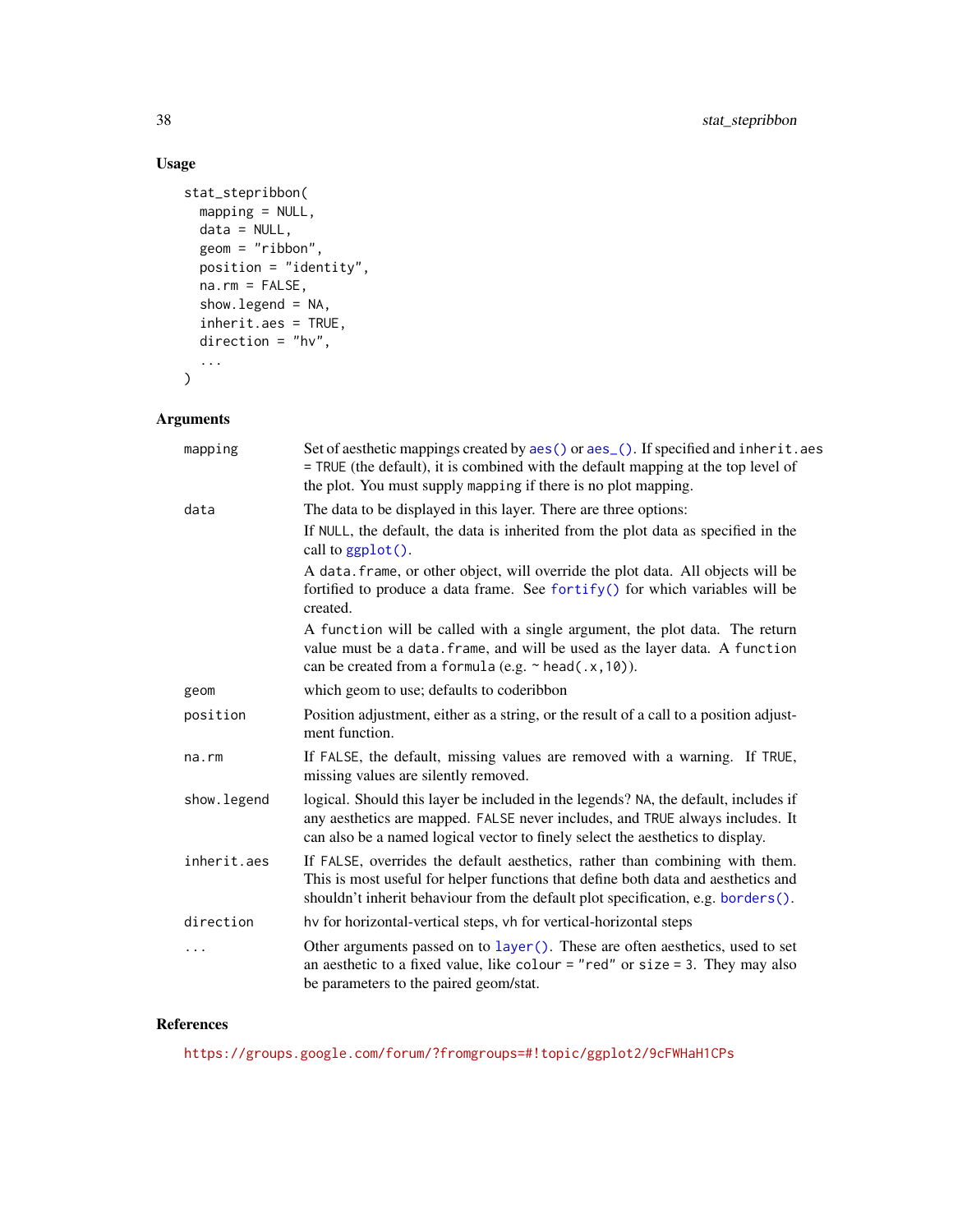## Usage

```
stat_stepribbon(
  mapping = NULL,
  data = NULL,
  geom = "ribbon",
  position = "identity",
  na.rm = FALSE,
  show.legend = NA,
  inherit.aes = TRUE,
  direction = "hv",
  ...
)
```

## Arguments

| | |
|---|---|
| mapping | Set of aesthetic mappings created by aes() or aes_(). If specified and inherit.aes = TRUE (the default), it is combined with the default mapping at the top level of the plot. You must supply mapping if there is no plot mapping. |
| data | The data to be displayed in this layer. There are three options:<br>If NULL, the default, the data is inherited from the plot data as specified in the call to ggplot().<br>A data.frame, or other object, will override the plot data. All objects will be fortified to produce a data frame. See fortify() for which variables will be created.<br>A function will be called with a single argument, the plot data. The return value must be a data.frame, and will be used as the layer data. A function can be created from a formula (e.g. ~ head(.x,10)). |
| geom | which geom to use; defaults to coderibbon |
| position | Position adjustment, either as a string, or the result of a call to a position adjustment function. |
| na.rm | If FALSE, the default, missing values are removed with a warning. If TRUE, missing values are silently removed. |
| show.legend | logical. Should this layer be included in the legends? NA, the default, includes if any aesthetics are mapped. FALSE never includes, and TRUE always includes. It can also be a named logical vector to finely select the aesthetics to display. |
| inherit.aes | If FALSE, overrides the default aesthetics, rather than combining with them. This is most useful for helper functions that define both data and aesthetics and shouldn't inherit behaviour from the default plot specification, e.g. borders(). |
| direction | hv for horizontal-vertical steps, vh for vertical-horizontal steps |
| ... | Other arguments passed on to layer(). These are often aesthetics, used to set an aesthetic to a fixed value, like colour = "red" or size = 3. They may also be parameters to the paired geom/stat. |

## References

https://groups.google.com/forum/?fromgroups=#!topic/ggplot2/9cFWHaH1CPs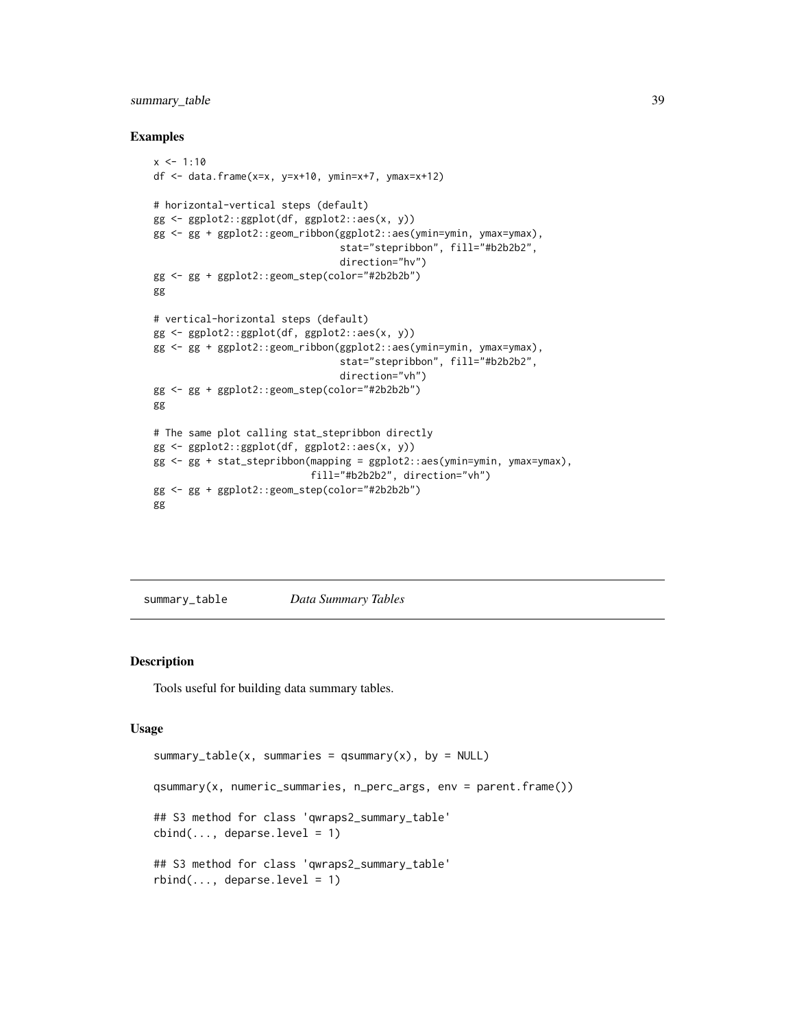## Examples

```
x <- 1:10
df <- data.frame(x=x, y=x+10, ymin=x+7, ymax=x+12)

# horizontal-vertical steps (default)
gg <- ggplot2::ggplot(df, ggplot2::aes(x, y))
gg <- gg + ggplot2::geom_ribbon(ggplot2::aes(ymin=ymin, ymax=ymax),
                                stat="stepribbon", fill="#b2b2b2",
                                direction="hv")
gg <- gg + ggplot2::geom_step(color="#2b2b2b")
gg

# vertical-horizontal steps (default)
gg <- ggplot2::ggplot(df, ggplot2::aes(x, y))
gg <- gg + ggplot2::geom_ribbon(ggplot2::aes(ymin=ymin, ymax=ymax),
                                stat="stepribbon", fill="#b2b2b2",
                                direction="vh")
gg <- gg + ggplot2::geom_step(color="#2b2b2b")
gg

# The same plot calling stat_stepribbon directly
gg <- ggplot2::ggplot(df, ggplot2::aes(x, y))
gg <- gg + stat_stepribbon(mapping = ggplot2::aes(ymin=ymin, ymax=ymax),
                           fill="#b2b2b2", direction="vh")
gg <- gg + ggplot2::geom_step(color="#2b2b2b")
gg
```

---

# summary_table    *Data Summary Tables*

---

## Description

Tools useful for building data summary tables.

## Usage

```
summary_table(x, summaries = qsummary(x), by = NULL)

qsummary(x, numeric_summaries, n_perc_args, env = parent.frame())

## S3 method for class 'qwraps2_summary_table'
cbind(..., deparse.level = 1)

## S3 method for class 'qwraps2_summary_table'
rbind(..., deparse.level = 1)
```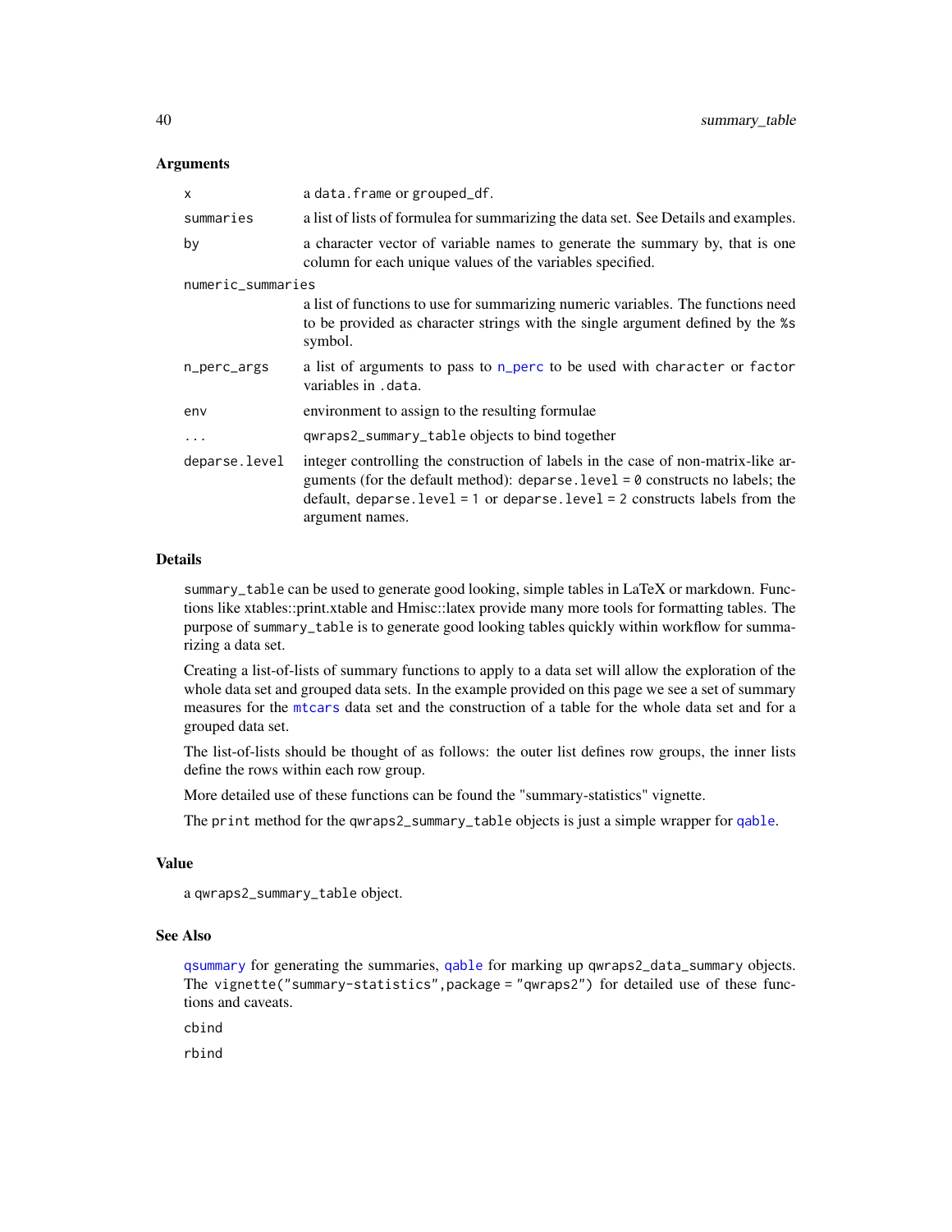## Arguments

| | |
|---|---|
| `x` | a `data.frame` or `grouped_df`. |
| `summaries` | a list of lists of formulea for summarizing the data set. See Details and examples. |
| `by` | a character vector of variable names to generate the summary by, that is one column for each unique values of the variables specified. |
| `numeric_summaries` | a list of functions to use for summarizing numeric variables. The functions need to be provided as character strings with the single argument defined by the `%s` symbol. |
| `n_perc_args` | a list of arguments to pass to `n_perc` to be used with `character` or `factor` variables in `.data`. |
| `env` | environment to assign to the resulting formulae |
| `...` | `qwraps2_summary_table` objects to bind together |
| `deparse.level` | integer controlling the construction of labels in the case of non-matrix-like arguments (for the default method): `deparse.level = 0` constructs no labels; the default, `deparse.level = 1` or `deparse.level = 2` constructs labels from the argument names. |

## Details

`summary_table` can be used to generate good looking, simple tables in LaTeX or markdown. Functions like xtables::print.xtable and Hmisc::latex provide many more tools for formatting tables. The purpose of `summary_table` is to generate good looking tables quickly within workflow for summarizing a data set.

Creating a list-of-lists of summary functions to apply to a data set will allow the exploration of the whole data set and grouped data sets. In the example provided on this page we see a set of summary measures for the `mtcars` data set and the construction of a table for the whole data set and for a grouped data set.

The list-of-lists should be thought of as follows: the outer list defines row groups, the inner lists define the rows within each row group.

More detailed use of these functions can be found the "summary-statistics" vignette.

The `print` method for the `qwraps2_summary_table` objects is just a simple wrapper for `qable`.

## Value

a `qwraps2_summary_table` object.

## See Also

`qsummary` for generating the summaries, `qable` for marking up `qwraps2_data_summary` objects. The `vignette("summary-statistics",package = "qwraps2")` for detailed use of these functions and caveats.

`cbind`

`rbind`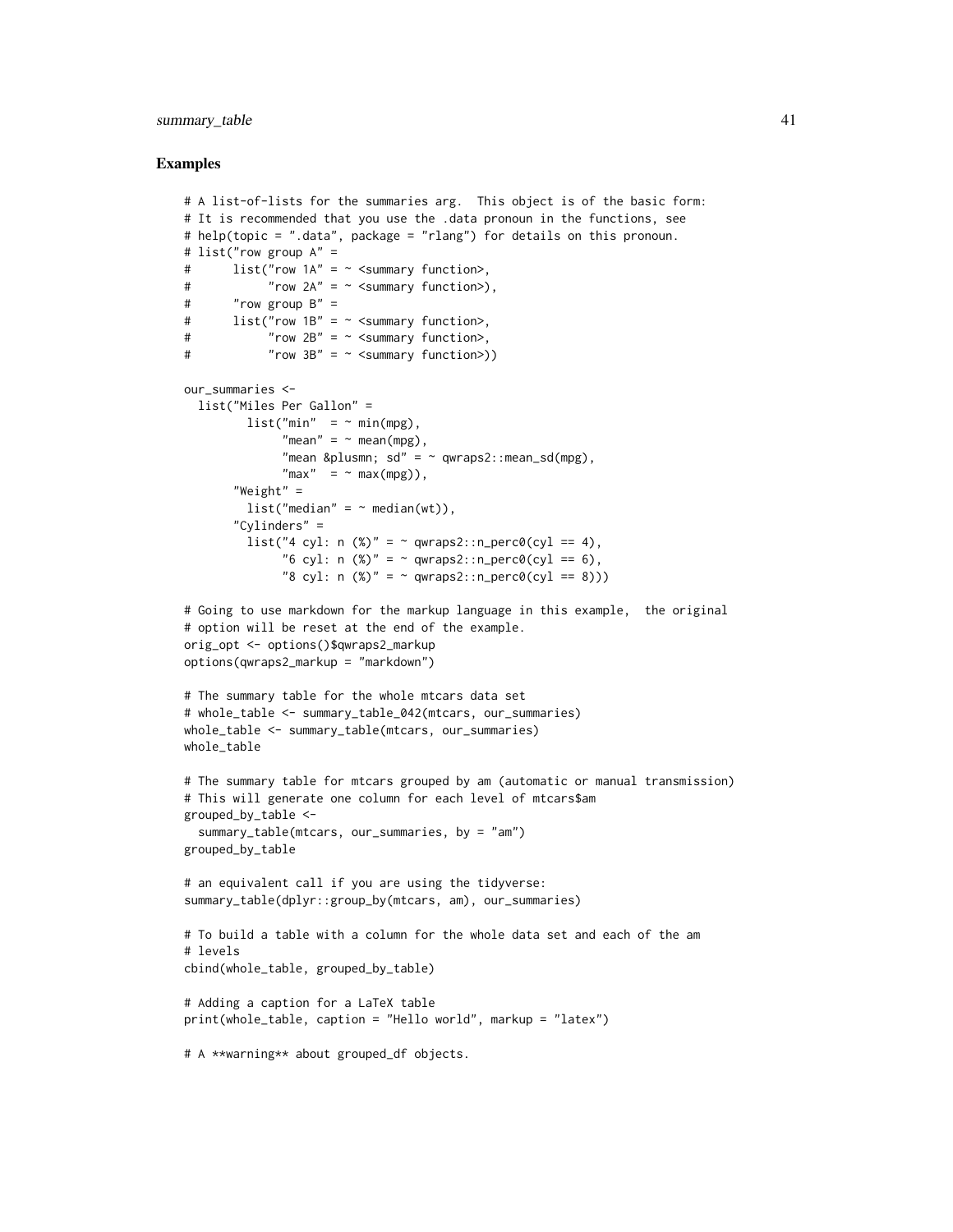## Examples

```
# A list-of-lists for the summaries arg.  This object is of the basic form:
# It is recommended that you use the .data pronoun in the functions, see
# help(topic = ".data", package = "rlang") for details on this pronoun.
# list("row group A" =
#      list("row 1A" = ~ <summary function>,
#           "row 2A" = ~ <summary function>),
#      "row group B" =
#      list("row 1B" = ~ <summary function>,
#           "row 2B" = ~ <summary function>,
#           "row 3B" = ~ <summary function>))

our_summaries <-
  list("Miles Per Gallon" =
         list("min"  = ~ min(mpg),
              "mean" = ~ mean(mpg),
              "mean &plusmn; sd" = ~ qwraps2::mean_sd(mpg),
              "max"  = ~ max(mpg)),
       "Weight" =
         list("median" = ~ median(wt)),
       "Cylinders" =
         list("4 cyl: n (%)" = ~ qwraps2::n_perc0(cyl == 4),
              "6 cyl: n (%)" = ~ qwraps2::n_perc0(cyl == 6),
              "8 cyl: n (%)" = ~ qwraps2::n_perc0(cyl == 8)))

# Going to use markdown for the markup language in this example,  the original
# option will be reset at the end of the example.
orig_opt <- options()$qwraps2_markup
options(qwraps2_markup = "markdown")

# The summary table for the whole mtcars data set
# whole_table <- summary_table_042(mtcars, our_summaries)
whole_table <- summary_table(mtcars, our_summaries)
whole_table

# The summary table for mtcars grouped by am (automatic or manual transmission)
# This will generate one column for each level of mtcars$am
grouped_by_table <-
  summary_table(mtcars, our_summaries, by = "am")
grouped_by_table

# an equivalent call if you are using the tidyverse:
summary_table(dplyr::group_by(mtcars, am), our_summaries)

# To build a table with a column for the whole data set and each of the am
# levels
cbind(whole_table, grouped_by_table)

# Adding a caption for a LaTeX table
print(whole_table, caption = "Hello world", markup = "latex")

# A **warning** about grouped_df objects.
```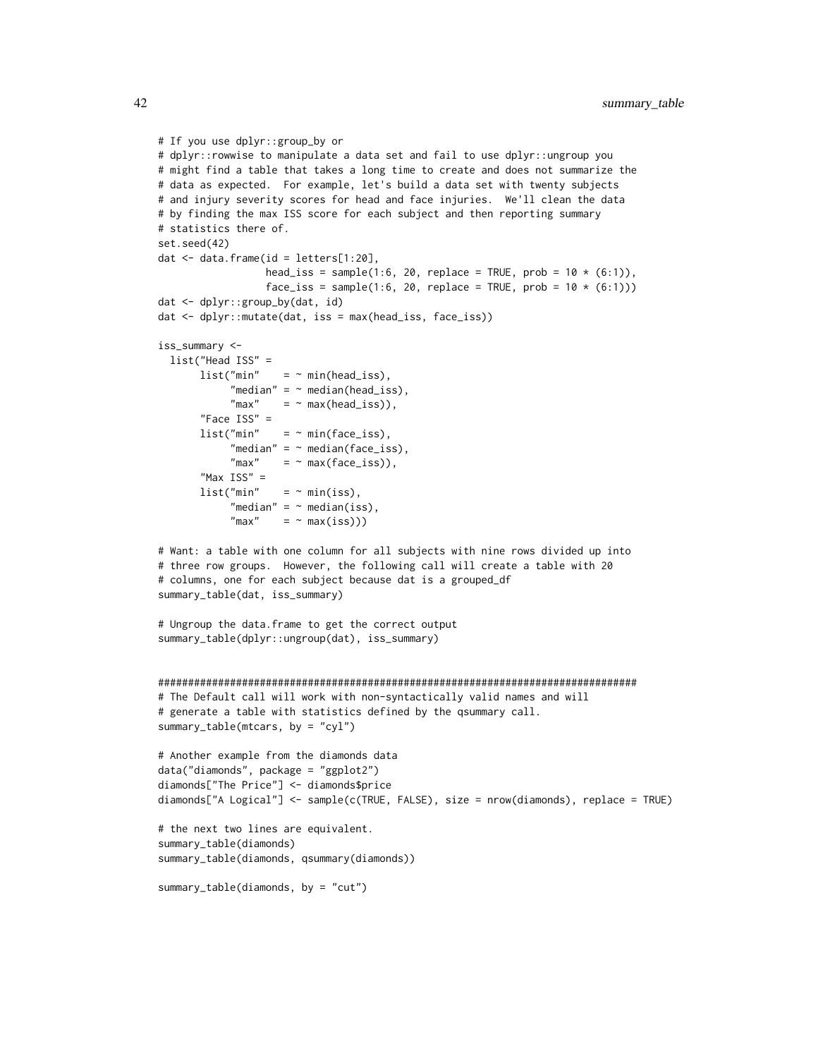```
# If you use dplyr::group_by or
# dplyr::rowwise to manipulate a data set and fail to use dplyr::ungroup you
# might find a table that takes a long time to create and does not summarize the
# data as expected.  For example, let's build a data set with twenty subjects
# and injury severity scores for head and face injuries.  We'll clean the data
# by finding the max ISS score for each subject and then reporting summary
# statistics there of.
set.seed(42)
dat <- data.frame(id = letters[1:20],
                  head_iss = sample(1:6, 20, replace = TRUE, prob = 10 * (6:1)),
                  face_iss = sample(1:6, 20, replace = TRUE, prob = 10 * (6:1)))
dat <- dplyr::group_by(dat, id)
dat <- dplyr::mutate(dat, iss = max(head_iss, face_iss))

iss_summary <-
  list("Head ISS" =
       list("min"    = ~ min(head_iss),
            "median" = ~ median(head_iss),
            "max"    = ~ max(head_iss)),
       "Face ISS" =
       list("min"    = ~ min(face_iss),
            "median" = ~ median(face_iss),
            "max"    = ~ max(face_iss)),
       "Max ISS" =
       list("min"    = ~ min(iss),
            "median" = ~ median(iss),
            "max"    = ~ max(iss)))

# Want: a table with one column for all subjects with nine rows divided up into
# three row groups.  However, the following call will create a table with 20
# columns, one for each subject because dat is a grouped_df
summary_table(dat, iss_summary)

# Ungroup the data.frame to get the correct output
summary_table(dplyr::ungroup(dat), iss_summary)


################################################################################
# The Default call will work with non-syntactically valid names and will
# generate a table with statistics defined by the qsummary call.
summary_table(mtcars, by = "cyl")

# Another example from the diamonds data
data("diamonds", package = "ggplot2")
diamonds["The Price"] <- diamonds$price
diamonds["A Logical"] <- sample(c(TRUE, FALSE), size = nrow(diamonds), replace = TRUE)

# the next two lines are equivalent.
summary_table(diamonds)
summary_table(diamonds, qsummary(diamonds))

summary_table(diamonds, by = "cut")
```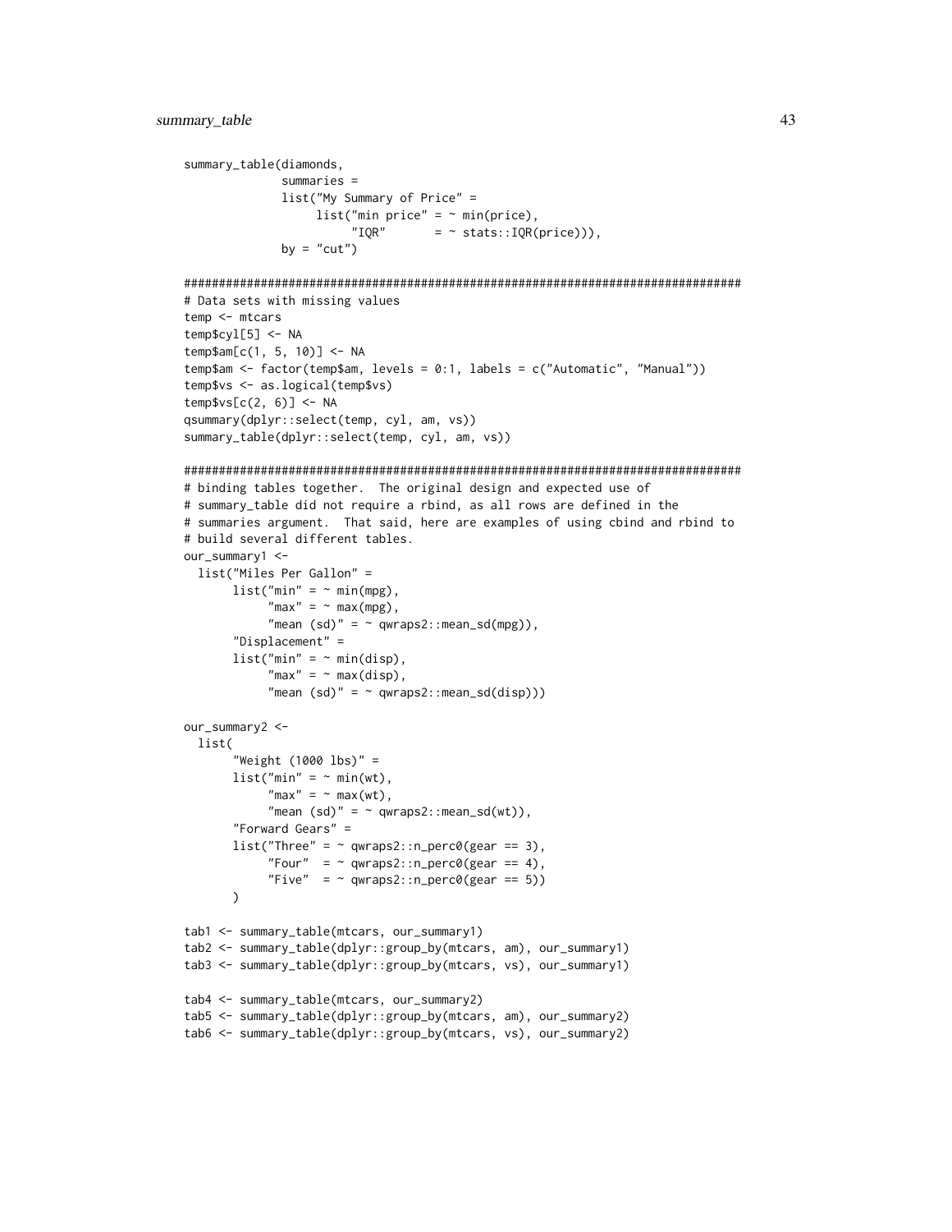```
summary_table(diamonds,
              summaries =
              list("My Summary of Price" =
                   list("min price" = ~ min(price),
                        "IQR"       = ~ stats::IQR(price))),
              by = "cut")

################################################################################
# Data sets with missing values
temp <- mtcars
temp$cyl[5] <- NA
temp$am[c(1, 5, 10)] <- NA
temp$am <- factor(temp$am, levels = 0:1, labels = c("Automatic", "Manual"))
temp$vs <- as.logical(temp$vs)
temp$vs[c(2, 6)] <- NA
qsummary(dplyr::select(temp, cyl, am, vs))
summary_table(dplyr::select(temp, cyl, am, vs))

################################################################################
# binding tables together.  The original design and expected use of
# summary_table did not require a rbind, as all rows are defined in the
# summaries argument.  That said, here are examples of using cbind and rbind to
# build several different tables.
our_summary1 <-
  list("Miles Per Gallon" =
       list("min" = ~ min(mpg),
            "max" = ~ max(mpg),
            "mean (sd)" = ~ qwraps2::mean_sd(mpg)),
       "Displacement" =
       list("min" = ~ min(disp),
            "max" = ~ max(disp),
            "mean (sd)" = ~ qwraps2::mean_sd(disp)))

our_summary2 <-
  list(
       "Weight (1000 lbs)" =
       list("min" = ~ min(wt),
            "max" = ~ max(wt),
            "mean (sd)" = ~ qwraps2::mean_sd(wt)),
       "Forward Gears" =
       list("Three" = ~ qwraps2::n_perc0(gear == 3),
            "Four"  = ~ qwraps2::n_perc0(gear == 4),
            "Five"  = ~ qwraps2::n_perc0(gear == 5))
       )

tab1 <- summary_table(mtcars, our_summary1)
tab2 <- summary_table(dplyr::group_by(mtcars, am), our_summary1)
tab3 <- summary_table(dplyr::group_by(mtcars, vs), our_summary1)

tab4 <- summary_table(mtcars, our_summary2)
tab5 <- summary_table(dplyr::group_by(mtcars, am), our_summary2)
tab6 <- summary_table(dplyr::group_by(mtcars, vs), our_summary2)
```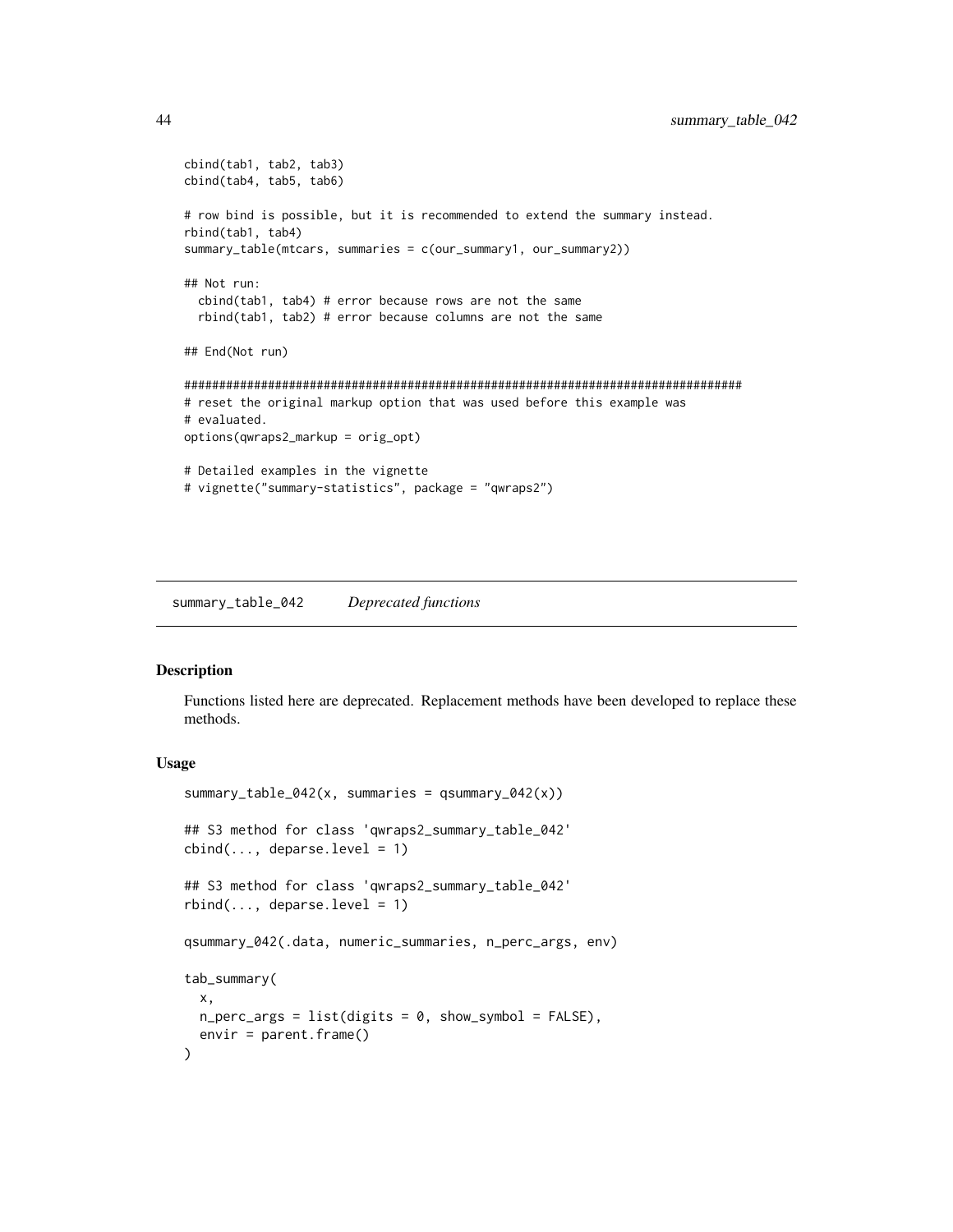```
cbind(tab1, tab2, tab3)
cbind(tab4, tab5, tab6)

# row bind is possible, but it is recommended to extend the summary instead.
rbind(tab1, tab4)
summary_table(mtcars, summaries = c(our_summary1, our_summary2))

## Not run:
  cbind(tab1, tab4) # error because rows are not the same
  rbind(tab1, tab2) # error because columns are not the same

## End(Not run)

################################################################################
# reset the original markup option that was used before this example was
# evaluated.
options(qwraps2_markup = orig_opt)

# Detailed examples in the vignette
# vignette("summary-statistics", package = "qwraps2")
```

## summary_table_042 — *Deprecated functions*

### Description

Functions listed here are deprecated. Replacement methods have been developed to replace these methods.

### Usage

```
summary_table_042(x, summaries = qsummary_042(x))

## S3 method for class 'qwraps2_summary_table_042'
cbind(..., deparse.level = 1)

## S3 method for class 'qwraps2_summary_table_042'
rbind(..., deparse.level = 1)

qsummary_042(.data, numeric_summaries, n_perc_args, env)

tab_summary(
  x,
  n_perc_args = list(digits = 0, show_symbol = FALSE),
  envir = parent.frame()
)
```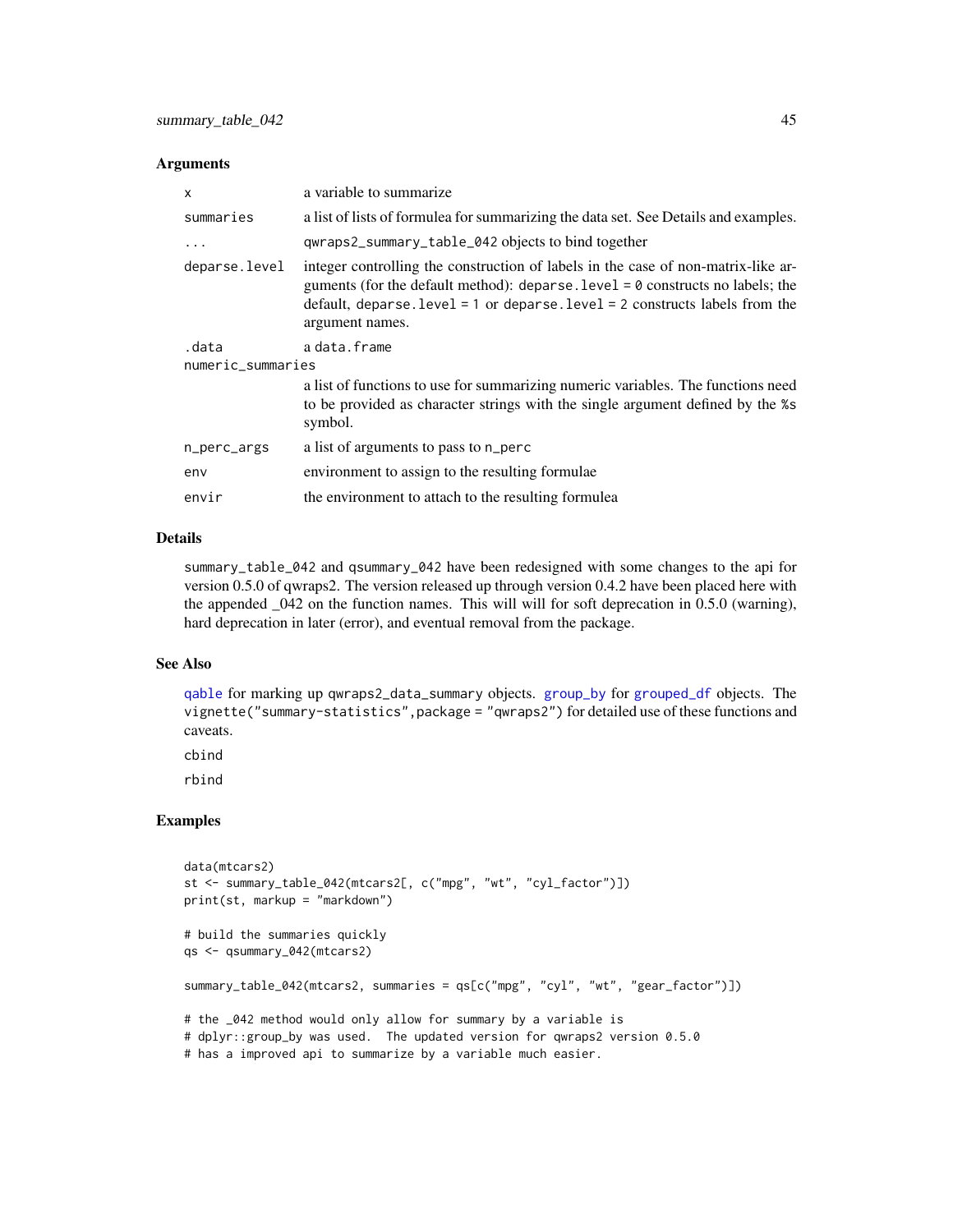### Arguments

| | |
|---|---|
| `x` | a variable to summarize |
| `summaries` | a list of lists of formulea for summarizing the data set. See Details and examples. |
| `...` | `qwraps2_summary_table_042` objects to bind together |
| `deparse.level` | integer controlling the construction of labels in the case of non-matrix-like arguments (for the default method): `deparse.level = 0` constructs no labels; the default, `deparse.level = 1` or `deparse.level = 2` constructs labels from the argument names. |
| `.data` | a `data.frame` |
| `numeric_summaries` | a list of functions to use for summarizing numeric variables. The functions need to be provided as character strings with the single argument defined by the `%s` symbol. |
| `n_perc_args` | a list of arguments to pass to `n_perc` |
| `env` | environment to assign to the resulting formulae |
| `envir` | the environment to attach to the resulting formulea |

### Details

`summary_table_042` and `qsummary_042` have been redesigned with some changes to the api for version 0.5.0 of qwraps2. The version released up through version 0.4.2 have been placed here with the appended _042 on the function names. This will will for soft deprecation in 0.5.0 (warning), hard deprecation in later (error), and eventual removal from the package.

### See Also

`qable` for marking up qwraps2_data_summary objects. `group_by` for `grouped_df` objects. The `vignette("summary-statistics",package = "qwraps2")` for detailed use of these functions and caveats.

`cbind`

`rbind`

### Examples

```
data(mtcars2)
st <- summary_table_042(mtcars2[, c("mpg", "wt", "cyl_factor")])
print(st, markup = "markdown")

# build the summaries quickly
qs <- qsummary_042(mtcars2)

summary_table_042(mtcars2, summaries = qs[c("mpg", "cyl", "wt", "gear_factor")])

# the _042 method would only allow for summary by a variable is
# dplyr::group_by was used.  The updated version for qwraps2 version 0.5.0
# has a improved api to summarize by a variable much easier.
```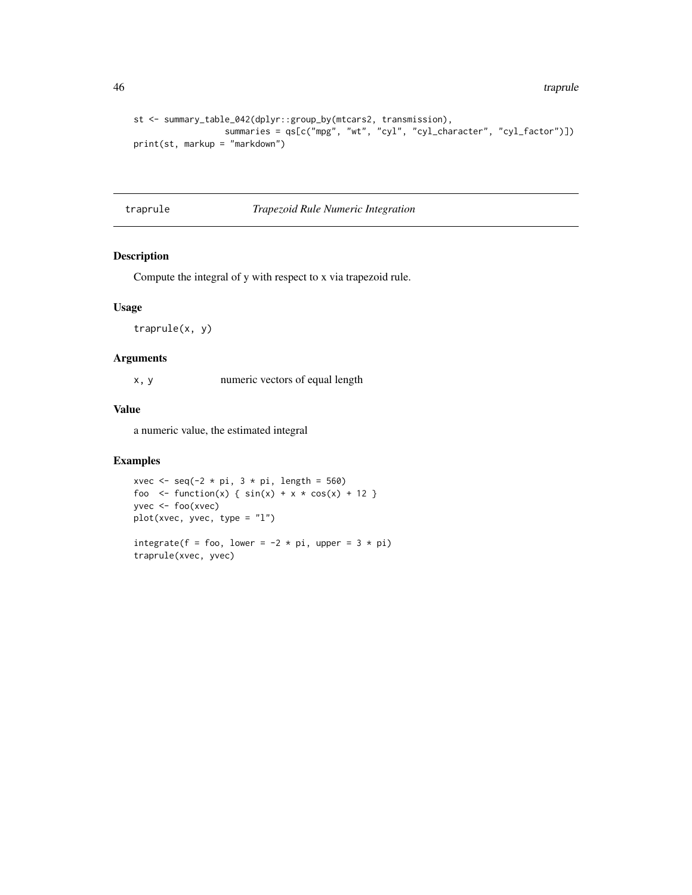```r
st <- summary_table_042(dplyr::group_by(mtcars2, transmission),
                  summaries = qs[c("mpg", "wt", "cyl", "cyl_character", "cyl_factor")])
print(st, markup = "markdown")
```

## traprule — *Trapezoid Rule Numeric Integration*

### Description

Compute the integral of y with respect to x via trapezoid rule.

### Usage

```r
traprule(x, y)
```

### Arguments

| | |
|---|---|
| `x, y` | numeric vectors of equal length |

### Value

a numeric value, the estimated integral

### Examples

```r
xvec <- seq(-2 * pi, 3 * pi, length = 560)
foo  <- function(x) { sin(x) + x * cos(x) + 12 }
yvec <- foo(xvec)
plot(xvec, yvec, type = "l")

integrate(f = foo, lower = -2 * pi, upper = 3 * pi)
traprule(xvec, yvec)
```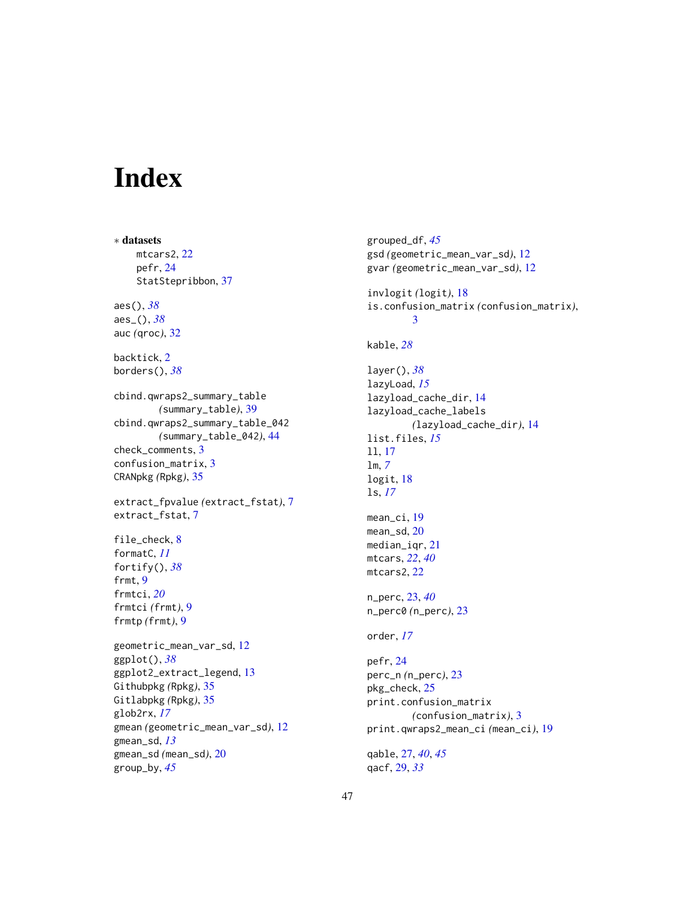# Index

∗ **datasets**

mtcars2, 22
pefr, 24
StatStepribbon, 37

aes(), *38*
aes_(), *38*
auc *(*qroc*)*, 32

backtick, 2
borders(), *38*

cbind.qwraps2_summary_table *(*summary_table*)*, 39
cbind.qwraps2_summary_table_042 *(*summary_table_042*)*, 44
check_comments, 3
confusion_matrix, 3
CRANpkg *(*Rpkg*)*, 35

extract_fpvalue *(*extract_fstat*)*, 7
extract_fstat, 7

file_check, 8
formatC, *11*
fortify(), *38*
frmt, 9
frmtci, *20*
frmtci *(*frmt*)*, 9
frmtp *(*frmt*)*, 9

geometric_mean_var_sd, 12
ggplot(), *38*
ggplot2_extract_legend, 13
Githubpkg *(*Rpkg*)*, 35
Gitlabpkg *(*Rpkg*)*, 35
glob2rx, *17*
gmean *(*geometric_mean_var_sd*)*, 12
gmean_sd, *13*
gmean_sd *(*mean_sd*)*, 20
group_by, *45*
grouped_df, *45*
gsd *(*geometric_mean_var_sd*)*, 12
gvar *(*geometric_mean_var_sd*)*, 12

invlogit *(*logit*)*, 18
is.confusion_matrix *(*confusion_matrix*)*, 3

kable, *28*

layer(), *38*
lazyLoad, *15*
lazyload_cache_dir, 14
lazyload_cache_labels *(*lazyload_cache_dir*)*, 14
list.files, *15*
ll, 17
lm, *7*
logit, 18
ls, *17*

mean_ci, 19
mean_sd, 20
median_iqr, 21
mtcars, *22*, *40*
mtcars2, 22

n_perc, 23, *40*
n_perc0 *(*n_perc*)*, 23

order, *17*

pefr, 24
perc_n *(*n_perc*)*, 23
pkg_check, 25
print.confusion_matrix *(*confusion_matrix*)*, 3
print.qwraps2_mean_ci *(*mean_ci*)*, 19

qable, 27, *40*, *45*
qacf, 29, *33*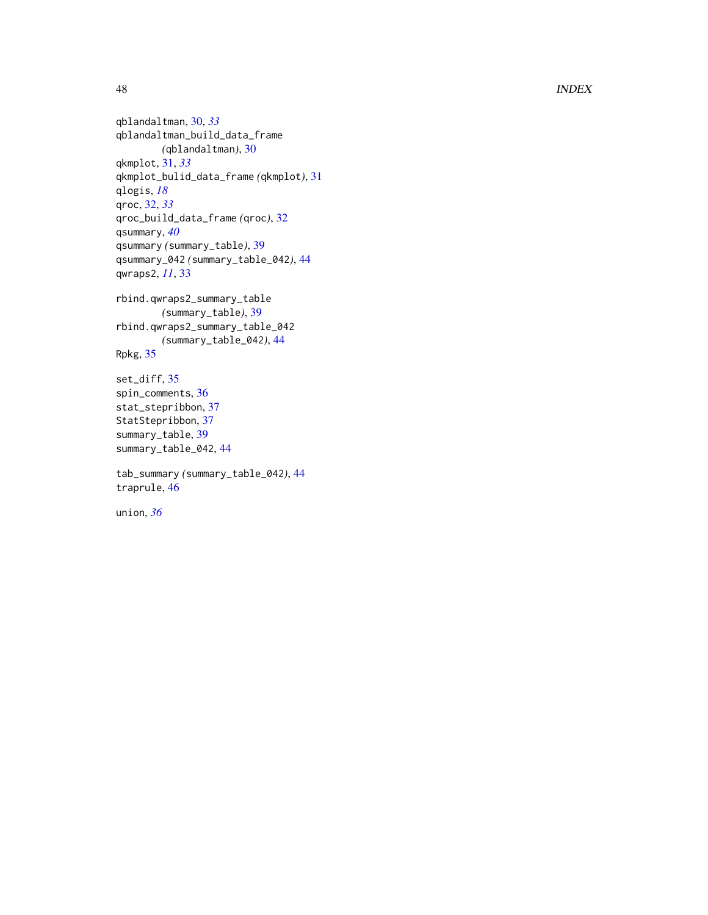qblandaltman, 30, *33*
qblandaltman_build_data_frame
        *(*qblandaltman*)*, 30
qkmplot, 31, *33*
qkmplot_bulid_data_frame *(*qkmplot*)*, 31
qlogis, *18*
qroc, 32, *33*
qroc_build_data_frame *(*qroc*)*, 32
qsummary, *40*
qsummary *(*summary_table*)*, 39
qsummary_042 *(*summary_table_042*)*, 44
qwraps2, *11*, 33

rbind.qwraps2_summary_table
        *(*summary_table*)*, 39
rbind.qwraps2_summary_table_042
        *(*summary_table_042*)*, 44
Rpkg, 35

set_diff, 35
spin_comments, 36
stat_stepribbon, 37
StatStepribbon, 37
summary_table, 39
summary_table_042, 44

tab_summary *(*summary_table_042*)*, 44
traprule, 46

union, *36*